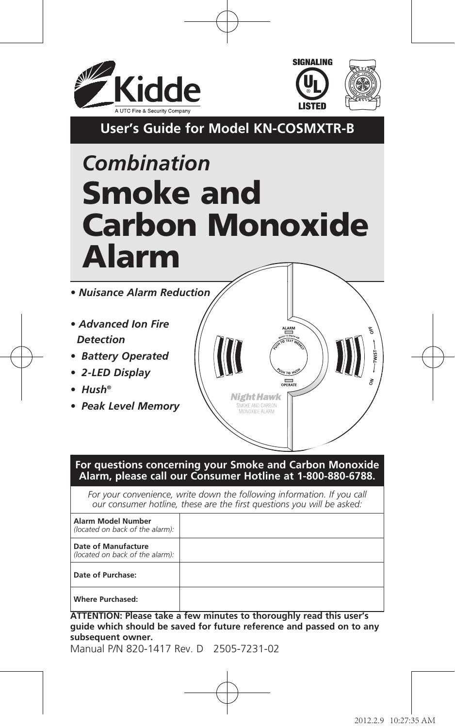Kidde

A UTC Fire & Security Company

SIGNALING UL LISTED

## User's Guide for Model KN-COSMXTR-B

# *Combination* Smoke and Carbon Monoxide Alarm

- ***Nuisance Alarm Reduction***
- ***Advanced Ion Fire Detection***
- ***Battery Operated***
- ***2-LED Display***
- ***Hush®***
- ***Peak Level Memory***

**For questions concerning your Smoke and Carbon Monoxide Alarm, please call our Consumer Hotline at 1-800-880-6788.**

*For your convenience, write down the following information. If you call our consumer hotline, these are the first questions you will be asked:*

| | |
|---|---|
| **Alarm Model Number** *(located on back of the alarm):* | |
| **Date of Manufacture** *(located on back of the alarm):* | |
| **Date of Purchase:** | |
| **Where Purchased:** | |

**ATTENTION: Please take a few minutes to thoroughly read this user's guide which should be saved for future reference and passed on to any subsequent owner.**

Manual P/N 820-1417 Rev. D 2505-7231-02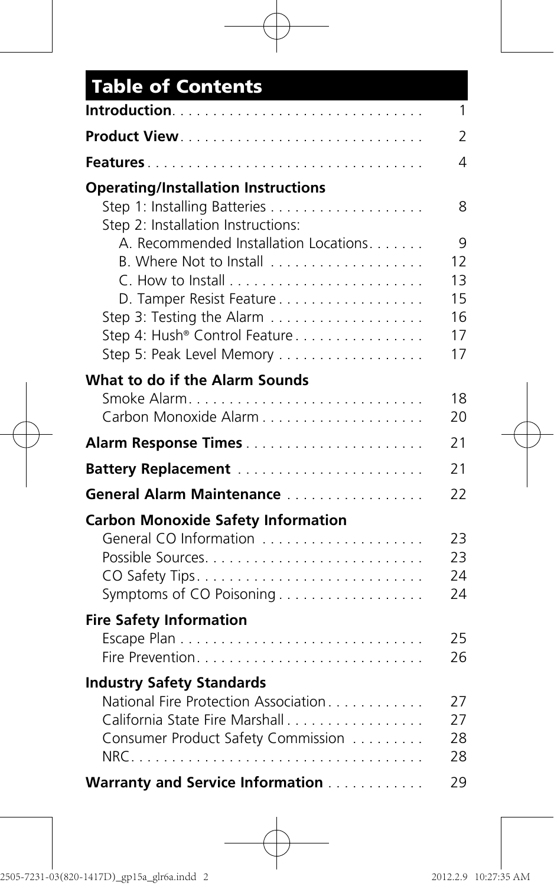# Table of Contents

| | |
|---|---|
| **Introduction** | 1 |
| **Product View** | 2 |
| **Features** | 4 |
| **Operating/Installation Instructions** | |
| Step 1: Installing Batteries | 8 |
| Step 2: Installation Instructions: | |
| A. Recommended Installation Locations | 9 |
| B. Where Not to Install | 12 |
| C. How to Install | 13 |
| D. Tamper Resist Feature | 15 |
| Step 3: Testing the Alarm | 16 |
| Step 4: Hush® Control Feature | 17 |
| Step 5: Peak Level Memory | 17 |
| **What to do if the Alarm Sounds** | |
| Smoke Alarm | 18 |
| Carbon Monoxide Alarm | 20 |
| **Alarm Response Times** | 21 |
| **Battery Replacement** | 21 |
| **General Alarm Maintenance** | 22 |
| **Carbon Monoxide Safety Information** | |
| General CO Information | 23 |
| Possible Sources | 23 |
| CO Safety Tips | 24 |
| Symptoms of CO Poisoning | 24 |
| **Fire Safety Information** | |
| Escape Plan | 25 |
| Fire Prevention | 26 |
| **Industry Safety Standards** | |
| National Fire Protection Association | 27 |
| California State Fire Marshall | 27 |
| Consumer Product Safety Commission | 28 |
| NRC | 28 |
| **Warranty and Service Information** | 29 |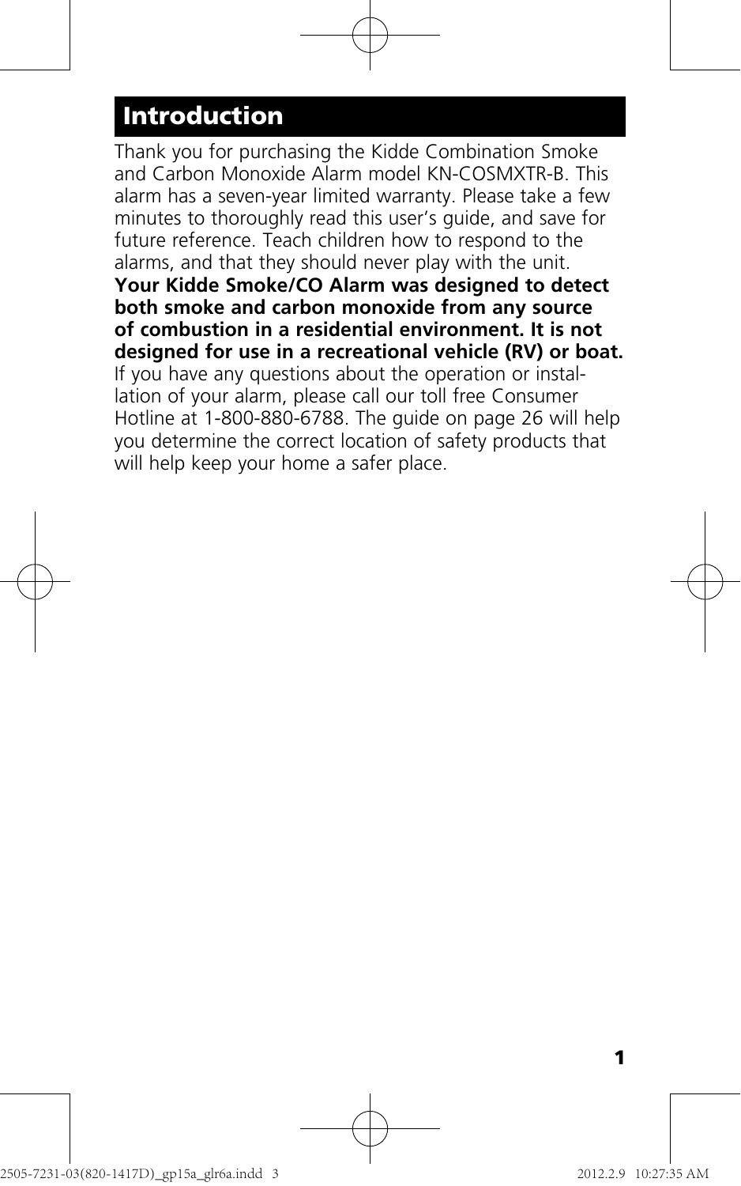## Introduction

Thank you for purchasing the Kidde Combination Smoke and Carbon Monoxide Alarm model KN-COSMXTR-B. This alarm has a seven-year limited warranty. Please take a few minutes to thoroughly read this user's guide, and save for future reference. Teach children how to respond to the alarms, and that they should never play with the unit.
**Your Kidde Smoke/CO Alarm was designed to detect both smoke and carbon monoxide from any source of combustion in a residential environment. It is not designed for use in a recreational vehicle (RV) or boat.**
If you have any questions about the operation or installation of your alarm, please call our toll free Consumer Hotline at 1-800-880-6788. The guide on page 26 will help you determine the correct location of safety products that will help keep your home a safer place.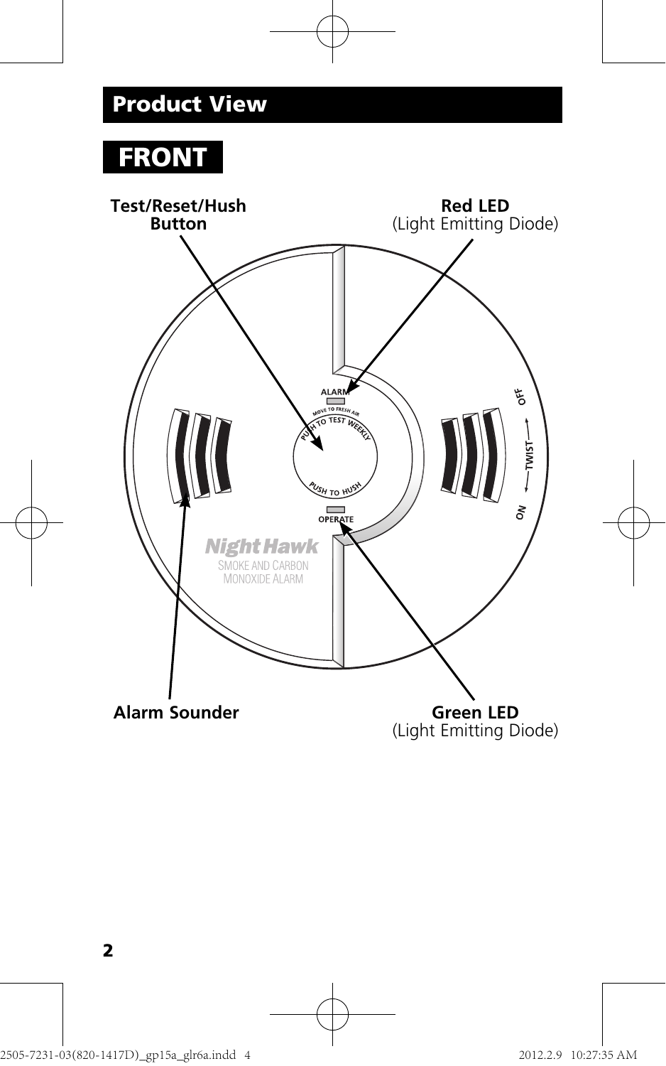## Product View

### FRONT

**Test/Reset/Hush Button**

**Red LED** (Light Emitting Diode)

ALARM

MOVE TO FRESH AIR

PUSH TO TEST WEEKLY

PUSH TO HUSH

OPERATE

OFF

TWIST

ON

Night Hawk

SMOKE AND CARBON MONOXIDE ALARM

**Alarm Sounder**

**Green LED** (Light Emitting Diode)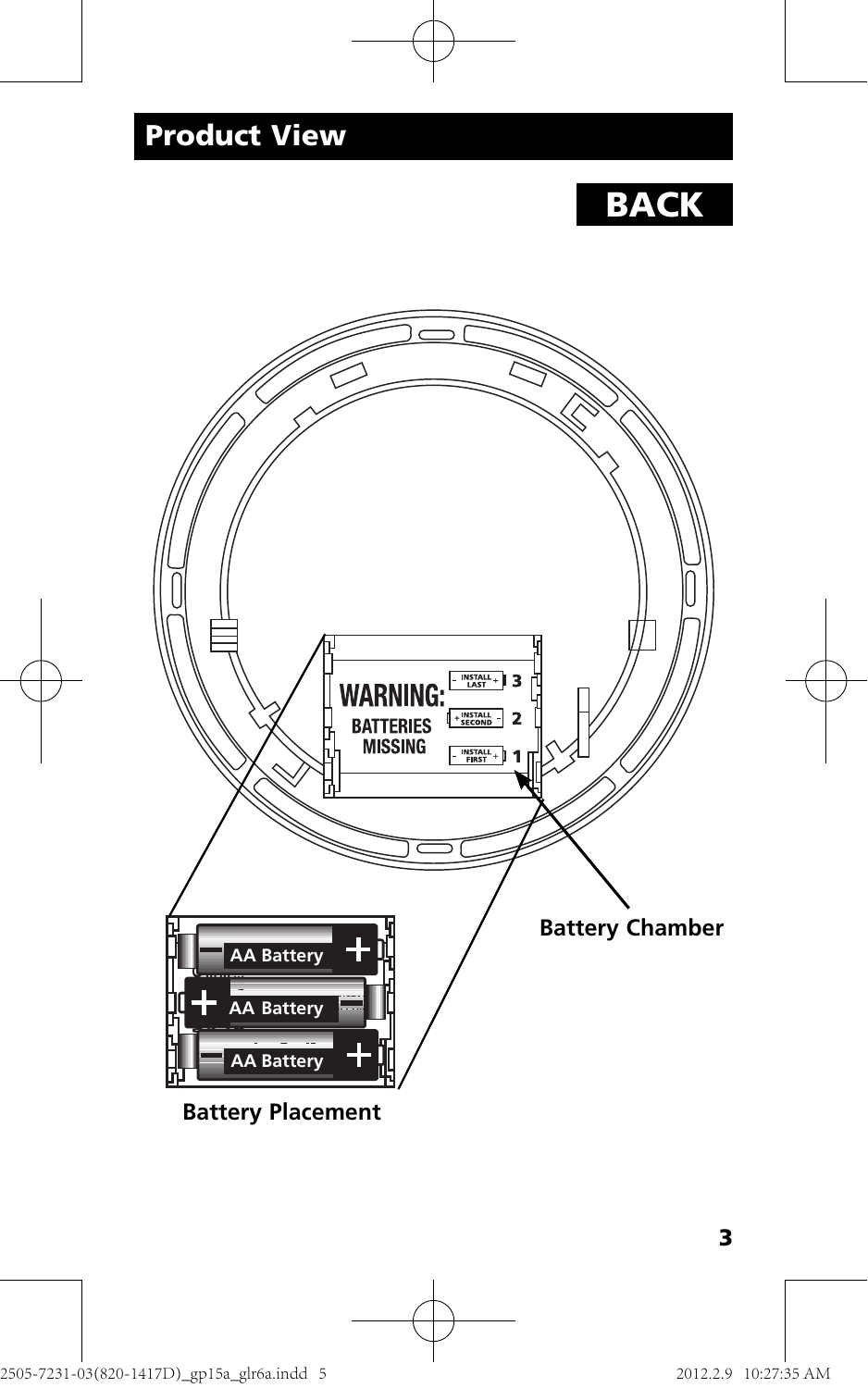## Product View

**BACK**

WARNING: BATTERIES MISSING

INSTALL LAST 3

INSTALL SECOND 2

INSTALL FIRST 1

Battery Chamber

AA Battery

AA Battery

AA Battery

Battery Placement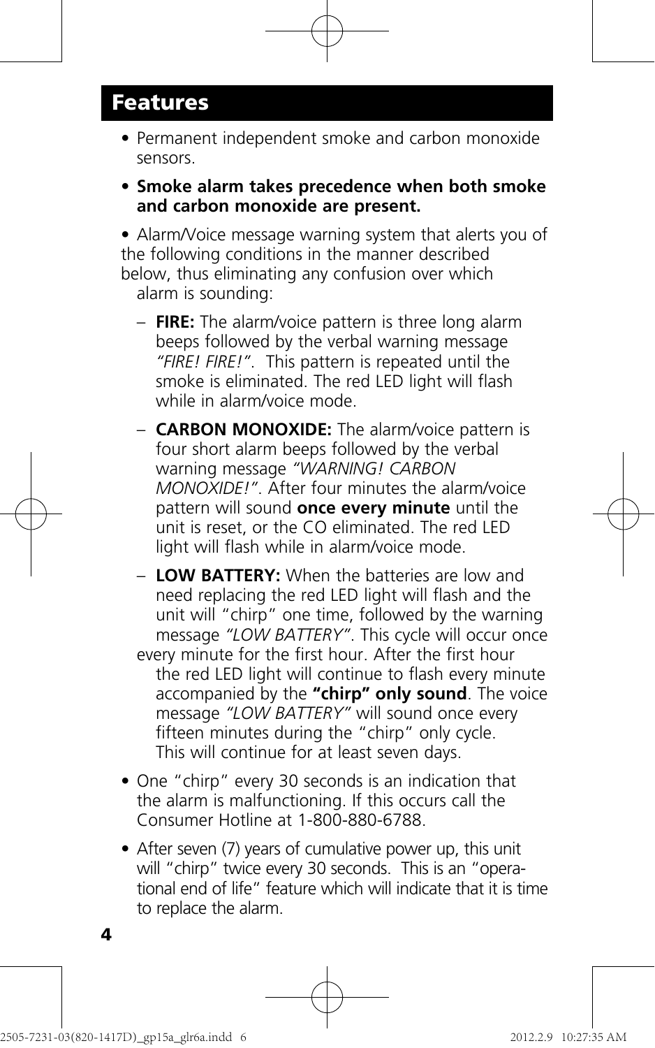## Features

- Permanent independent smoke and carbon monoxide sensors.
- **Smoke alarm takes precedence when both smoke and carbon monoxide are present.**
- Alarm/Voice message warning system that alerts you of the following conditions in the manner described below, thus eliminating any confusion over which alarm is sounding:
  - **FIRE:** The alarm/voice pattern is three long alarm beeps followed by the verbal warning message *"FIRE! FIRE!"*. This pattern is repeated until the smoke is eliminated. The red LED light will flash while in alarm/voice mode.
  - **CARBON MONOXIDE:** The alarm/voice pattern is four short alarm beeps followed by the verbal warning message *"WARNING! CARBON MONOXIDE!"*. After four minutes the alarm/voice pattern will sound **once every minute** until the unit is reset, or the CO eliminated. The red LED light will flash while in alarm/voice mode.
  - **LOW BATTERY:** When the batteries are low and need replacing the red LED light will flash and the unit will "chirp" one time, followed by the warning message *"LOW BATTERY"*. This cycle will occur once every minute for the first hour. After the first hour the red LED light will continue to flash every minute accompanied by the **"chirp" only sound**. The voice message *"LOW BATTERY"* will sound once every fifteen minutes during the "chirp" only cycle. This will continue for at least seven days.
- One "chirp" every 30 seconds is an indication that the alarm is malfunctioning. If this occurs call the Consumer Hotline at 1-800-880-6788.
- After seven (7) years of cumulative power up, this unit will "chirp" twice every 30 seconds. This is an "operational end of life" feature which will indicate that it is time to replace the alarm.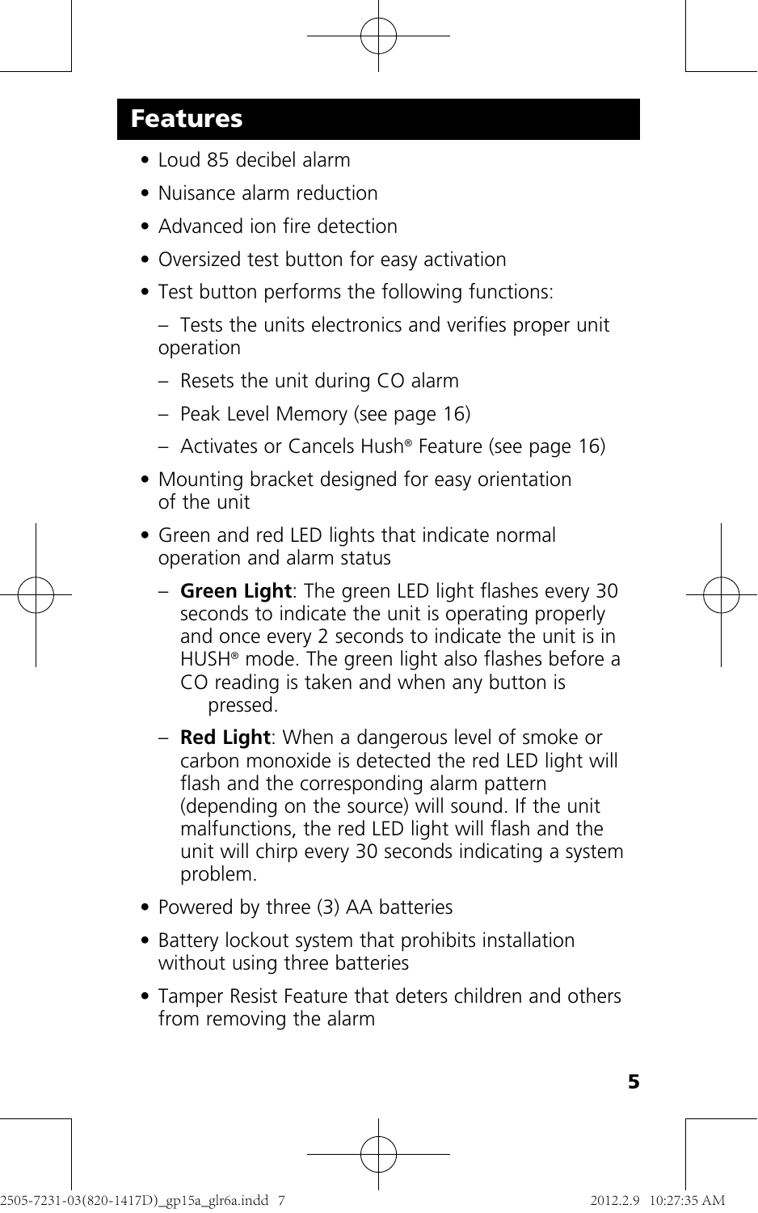## Features

- Loud 85 decibel alarm
- Nuisance alarm reduction
- Advanced ion fire detection
- Oversized test button for easy activation
- Test button performs the following functions:
  - Tests the units electronics and verifies proper unit operation
  - Resets the unit during CO alarm
  - Peak Level Memory (see page 16)
  - Activates or Cancels Hush® Feature (see page 16)
- Mounting bracket designed for easy orientation of the unit
- Green and red LED lights that indicate normal operation and alarm status
  - **Green Light**: The green LED light flashes every 30 seconds to indicate the unit is operating properly and once every 2 seconds to indicate the unit is in HUSH® mode. The green light also flashes before a CO reading is taken and when any button is pressed.
  - **Red Light**: When a dangerous level of smoke or carbon monoxide is detected the red LED light will flash and the corresponding alarm pattern (depending on the source) will sound. If the unit malfunctions, the red LED light will flash and the unit will chirp every 30 seconds indicating a system problem.
- Powered by three (3) AA batteries
- Battery lockout system that prohibits installation without using three batteries
- Tamper Resist Feature that deters children and others from removing the alarm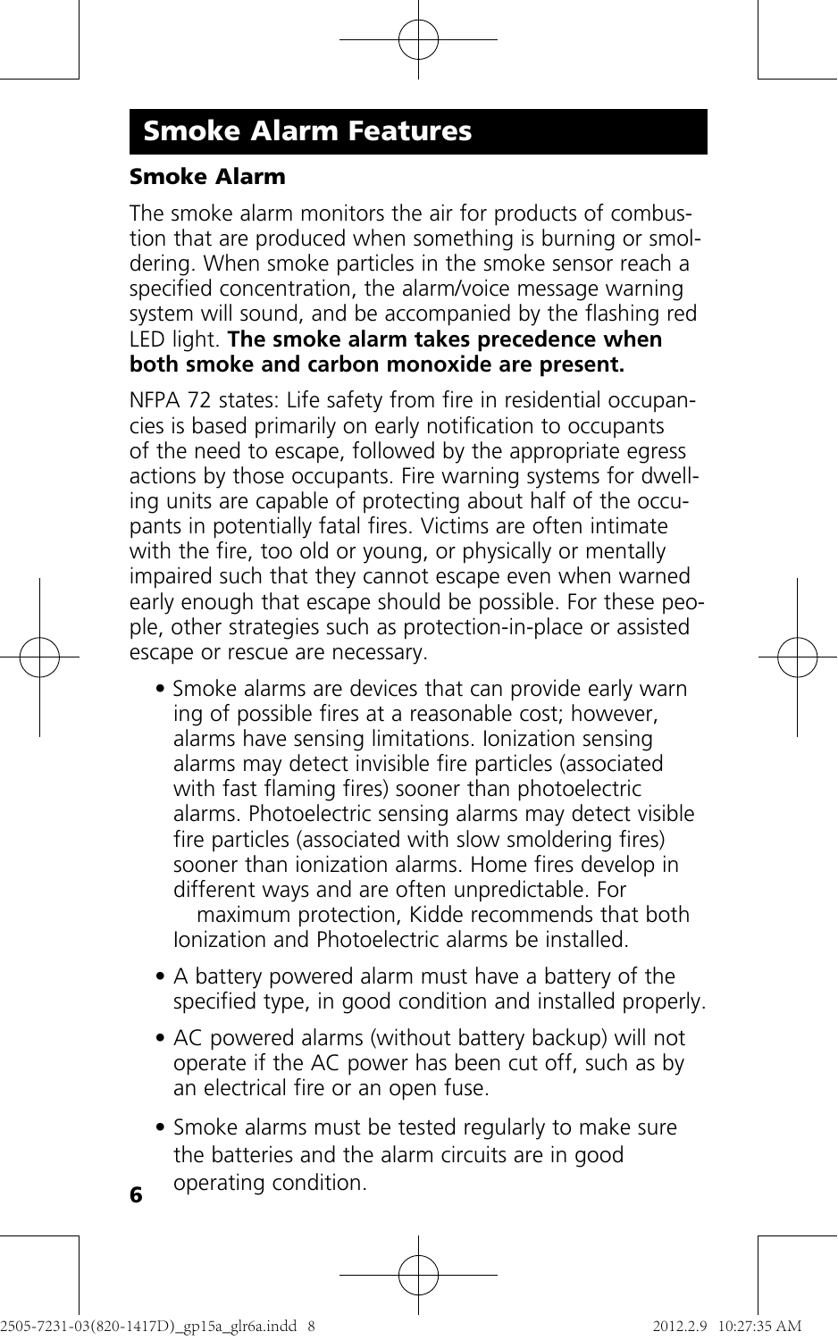## Smoke Alarm Features

### Smoke Alarm

The smoke alarm monitors the air for products of combustion that are produced when something is burning or smoldering. When smoke particles in the smoke sensor reach a specified concentration, the alarm/voice message warning system will sound, and be accompanied by the flashing red LED light. **The smoke alarm takes precedence when both smoke and carbon monoxide are present.**

NFPA 72 states: Life safety from fire in residential occupancies is based primarily on early notification to occupants of the need to escape, followed by the appropriate egress actions by those occupants. Fire warning systems for dwelling units are capable of protecting about half of the occupants in potentially fatal fires. Victims are often intimate with the fire, too old or young, or physically or mentally impaired such that they cannot escape even when warned early enough that escape should be possible. For these people, other strategies such as protection-in-place or assisted escape or rescue are necessary.

- Smoke alarms are devices that can provide early warn ing of possible fires at a reasonable cost; however, alarms have sensing limitations. Ionization sensing alarms may detect invisible fire particles (associated with fast flaming fires) sooner than photoelectric alarms. Photoelectric sensing alarms may detect visible fire particles (associated with slow smoldering fires) sooner than ionization alarms. Home fires develop in different ways and are often unpredictable. For maximum protection, Kidde recommends that both Ionization and Photoelectric alarms be installed.
- A battery powered alarm must have a battery of the specified type, in good condition and installed properly.
- AC powered alarms (without battery backup) will not operate if the AC power has been cut off, such as by an electrical fire or an open fuse.
- Smoke alarms must be tested regularly to make sure the batteries and the alarm circuits are in good operating condition.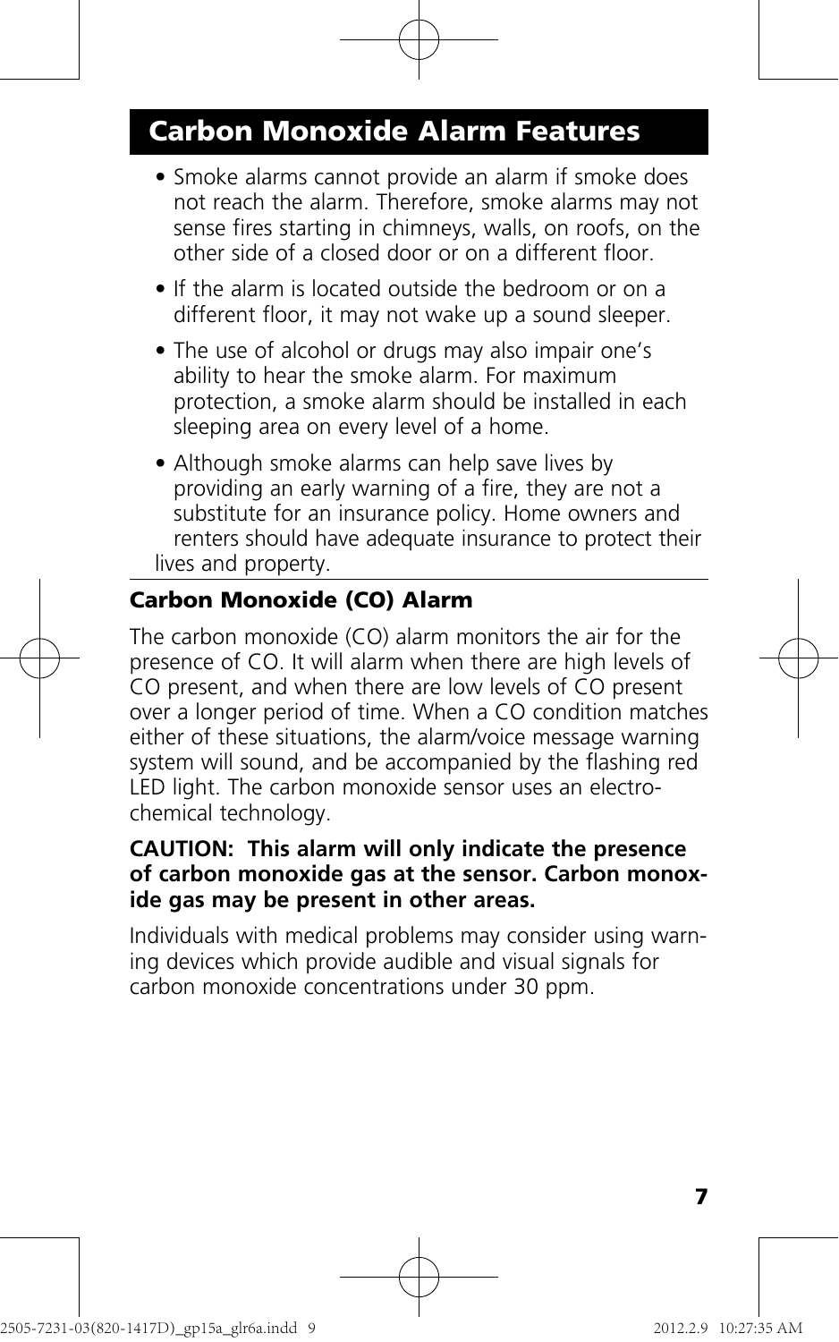## Carbon Monoxide Alarm Features

- Smoke alarms cannot provide an alarm if smoke does not reach the alarm. Therefore, smoke alarms may not sense fires starting in chimneys, walls, on roofs, on the other side of a closed door or on a different floor.
- If the alarm is located outside the bedroom or on a different floor, it may not wake up a sound sleeper.
- The use of alcohol or drugs may also impair one's ability to hear the smoke alarm. For maximum protection, a smoke alarm should be installed in each sleeping area on every level of a home.
- Although smoke alarms can help save lives by providing an early warning of a fire, they are not a substitute for an insurance policy. Home owners and renters should have adequate insurance to protect their lives and property.

### Carbon Monoxide (CO) Alarm

The carbon monoxide (CO) alarm monitors the air for the presence of CO. It will alarm when there are high levels of CO present, and when there are low levels of CO present over a longer period of time. When a CO condition matches either of these situations, the alarm/voice message warning system will sound, and be accompanied by the flashing red LED light. The carbon monoxide sensor uses an electro-chemical technology.

**CAUTION: This alarm will only indicate the presence of carbon monoxide gas at the sensor. Carbon monoxide gas may be present in other areas.**

Individuals with medical problems may consider using warning devices which provide audible and visual signals for carbon monoxide concentrations under 30 ppm.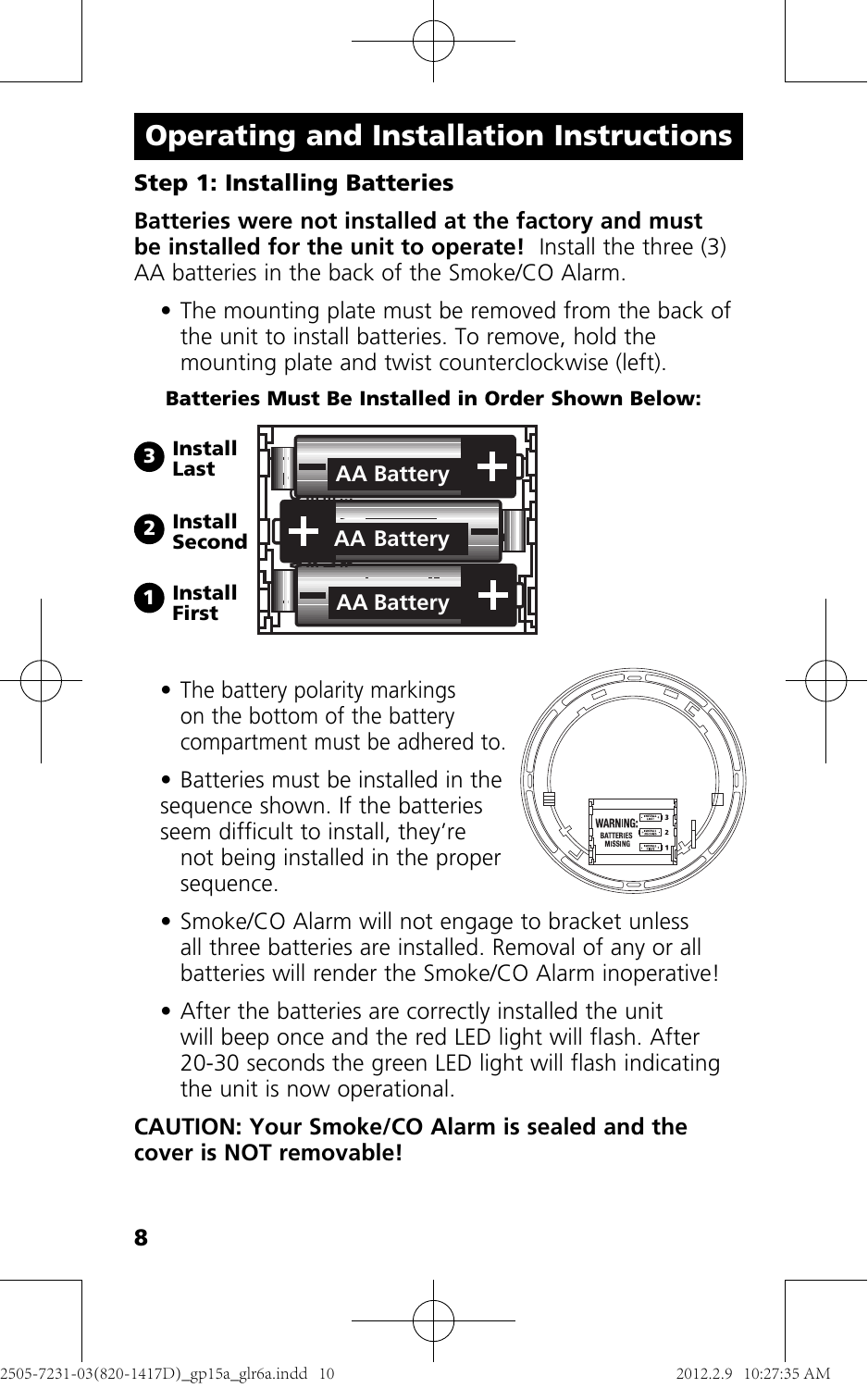## Operating and Installation Instructions

### Step 1: Installing Batteries

**Batteries were not installed at the factory and must be installed for the unit to operate!** Install the three (3) AA batteries in the back of the Smoke/CO Alarm.

- The mounting plate must be removed from the back of the unit to install batteries. To remove, hold the mounting plate and twist counterclockwise (left).

**Batteries Must Be Installed in Order Shown Below:**

3 Install Last — AA Battery
2 Install Second — AA Battery
1 Install First — AA Battery

- The battery polarity markings on the bottom of the battery compartment must be adhered to.
- Batteries must be installed in the sequence shown. If the batteries seem difficult to install, they're not being installed in the proper sequence.
- Smoke/CO Alarm will not engage to bracket unless all three batteries are installed. Removal of any or all batteries will render the Smoke/CO Alarm inoperative!
- After the batteries are correctly installed the unit will beep once and the red LED light will flash. After 20-30 seconds the green LED light will flash indicating the unit is now operational.

**CAUTION: Your Smoke/CO Alarm is sealed and the cover is NOT removable!**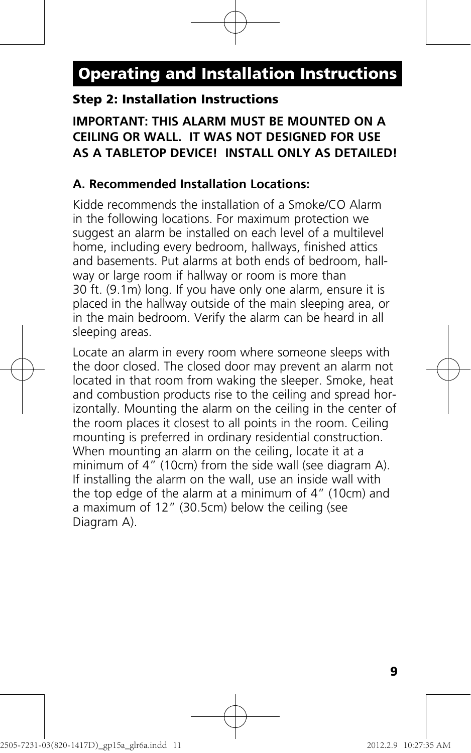## Operating and Installation Instructions

### Step 2: Installation Instructions

**IMPORTANT: THIS ALARM MUST BE MOUNTED ON A CEILING OR WALL. IT WAS NOT DESIGNED FOR USE AS A TABLETOP DEVICE! INSTALL ONLY AS DETAILED!**

**A. Recommended Installation Locations:**

Kidde recommends the installation of a Smoke/CO Alarm in the following locations. For maximum protection we suggest an alarm be installed on each level of a multilevel home, including every bedroom, hallways, finished attics and basements. Put alarms at both ends of bedroom, hallway or large room if hallway or room is more than 30 ft. (9.1m) long. If you have only one alarm, ensure it is placed in the hallway outside of the main sleeping area, or in the main bedroom. Verify the alarm can be heard in all sleeping areas.

Locate an alarm in every room where someone sleeps with the door closed. The closed door may prevent an alarm not located in that room from waking the sleeper. Smoke, heat and combustion products rise to the ceiling and spread horizontally. Mounting the alarm on the ceiling in the center of the room places it closest to all points in the room. Ceiling mounting is preferred in ordinary residential construction. When mounting an alarm on the ceiling, locate it at a minimum of 4" (10cm) from the side wall (see diagram A). If installing the alarm on the wall, use an inside wall with the top edge of the alarm at a minimum of 4" (10cm) and a maximum of 12" (30.5cm) below the ceiling (see Diagram A).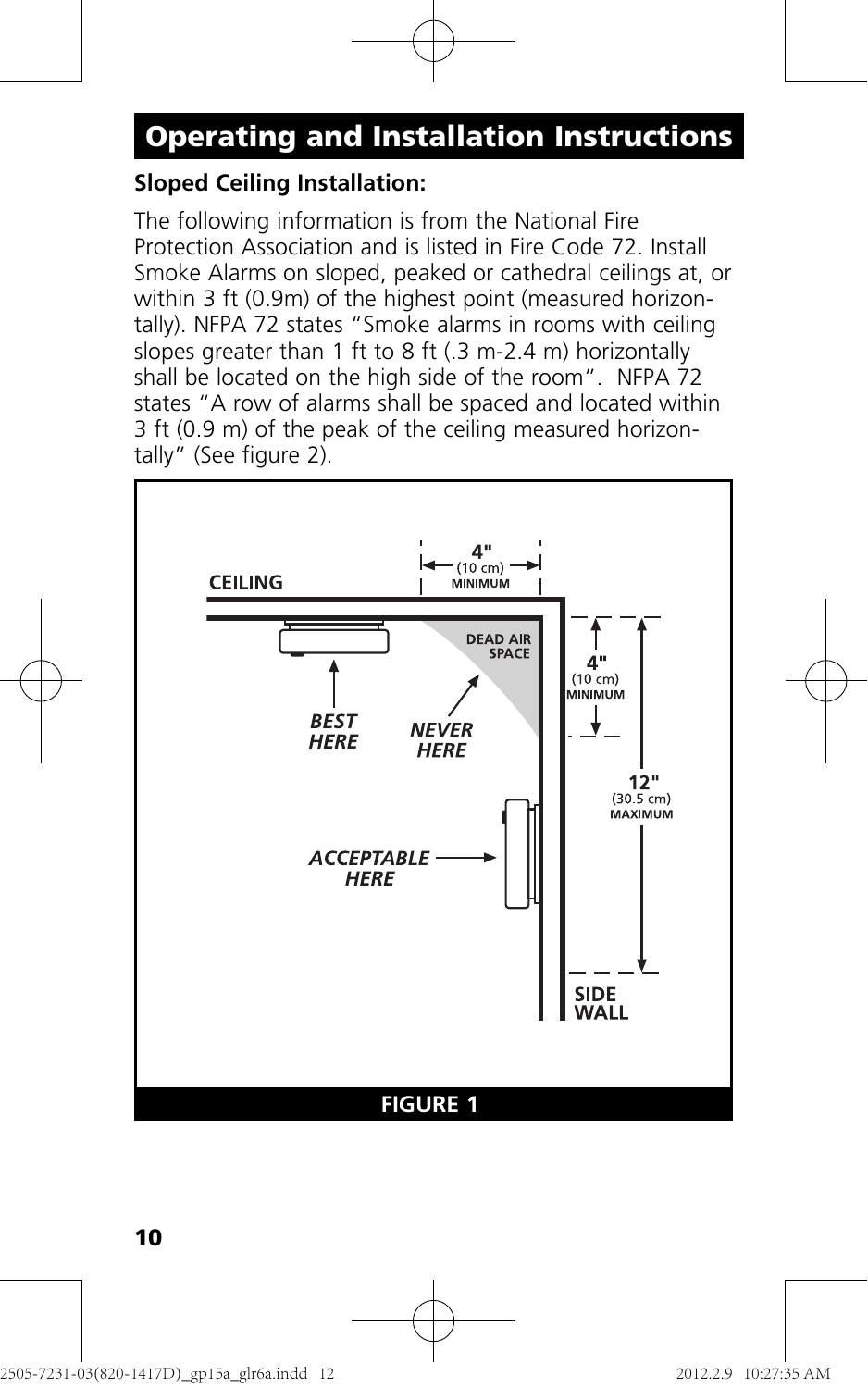## Operating and Installation Instructions

**Sloped Ceiling Installation:**

The following information is from the National Fire Protection Association and is listed in Fire Code 72. Install Smoke Alarms on sloped, peaked or cathedral ceilings at, or within 3 ft (0.9m) of the highest point (measured horizontally). NFPA 72 states "Smoke alarms in rooms with ceiling slopes greater than 1 ft to 8 ft (.3 m-2.4 m) horizontally shall be located on the high side of the room". NFPA 72 states "A row of alarms shall be spaced and located within 3 ft (0.9 m) of the peak of the ceiling measured horizontally" (See figure 2).

CEILING

4" (10 cm) MINIMUM

DEAD AIR SPACE

4" (10 cm) MINIMUM

BEST HERE

NEVER HERE

12" (30.5 cm) MAXIMUM

ACCEPTABLE HERE

SIDE WALL

**FIGURE 1**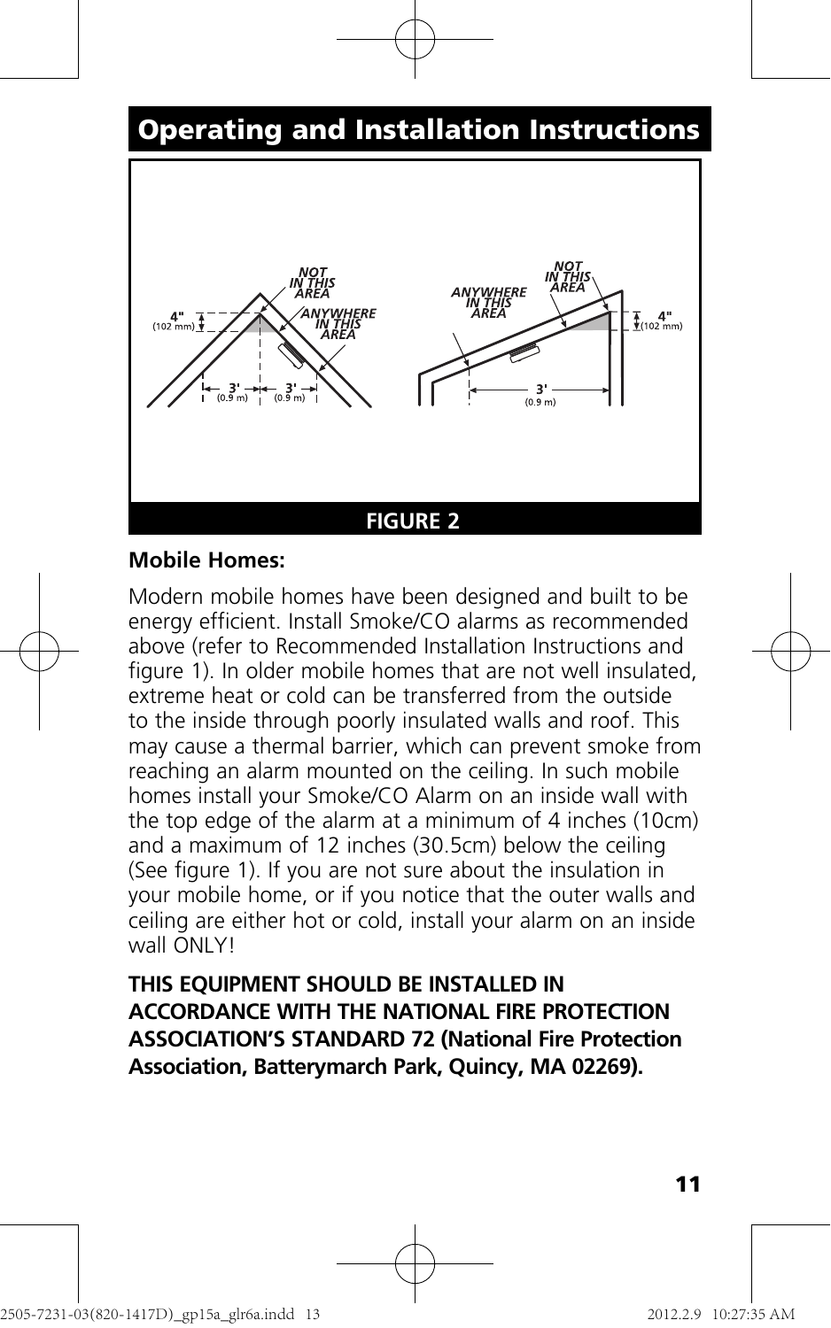## Operating and Installation Instructions

FIGURE 2

**Mobile Homes:**

Modern mobile homes have been designed and built to be energy efficient. Install Smoke/CO alarms as recommended above (refer to Recommended Installation Instructions and figure 1). In older mobile homes that are not well insulated, extreme heat or cold can be transferred from the outside to the inside through poorly insulated walls and roof. This may cause a thermal barrier, which can prevent smoke from reaching an alarm mounted on the ceiling. In such mobile homes install your Smoke/CO Alarm on an inside wall with the top edge of the alarm at a minimum of 4 inches (10cm) and a maximum of 12 inches (30.5cm) below the ceiling (See figure 1). If you are not sure about the insulation in your mobile home, or if you notice that the outer walls and ceiling are either hot or cold, install your alarm on an inside wall ONLY!

**THIS EQUIPMENT SHOULD BE INSTALLED IN ACCORDANCE WITH THE NATIONAL FIRE PROTECTION ASSOCIATION'S STANDARD 72 (National Fire Protection Association, Batterymarch Park, Quincy, MA 02269).**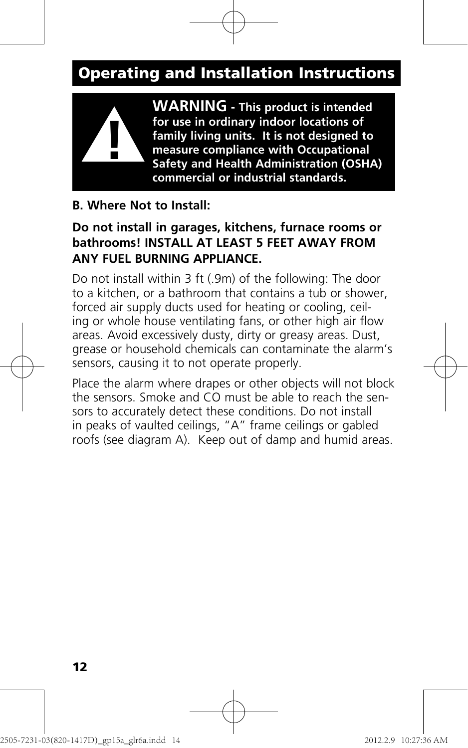## Operating and Installation Instructions

**WARNING - This product is intended for use in ordinary indoor locations of family living units. It is not designed to measure compliance with Occupational Safety and Health Administration (OSHA) commercial or industrial standards.**

**B. Where Not to Install:**

**Do not install in garages, kitchens, furnace rooms or bathrooms! INSTALL AT LEAST 5 FEET AWAY FROM ANY FUEL BURNING APPLIANCE.**

Do not install within 3 ft (.9m) of the following: The door to a kitchen, or a bathroom that contains a tub or shower, forced air supply ducts used for heating or cooling, ceiling or whole house ventilating fans, or other high air flow areas. Avoid excessively dusty, dirty or greasy areas. Dust, grease or household chemicals can contaminate the alarm's sensors, causing it to not operate properly.

Place the alarm where drapes or other objects will not block the sensors. Smoke and CO must be able to reach the sensors to accurately detect these conditions. Do not install in peaks of vaulted ceilings, "A" frame ceilings or gabled roofs (see diagram A). Keep out of damp and humid areas.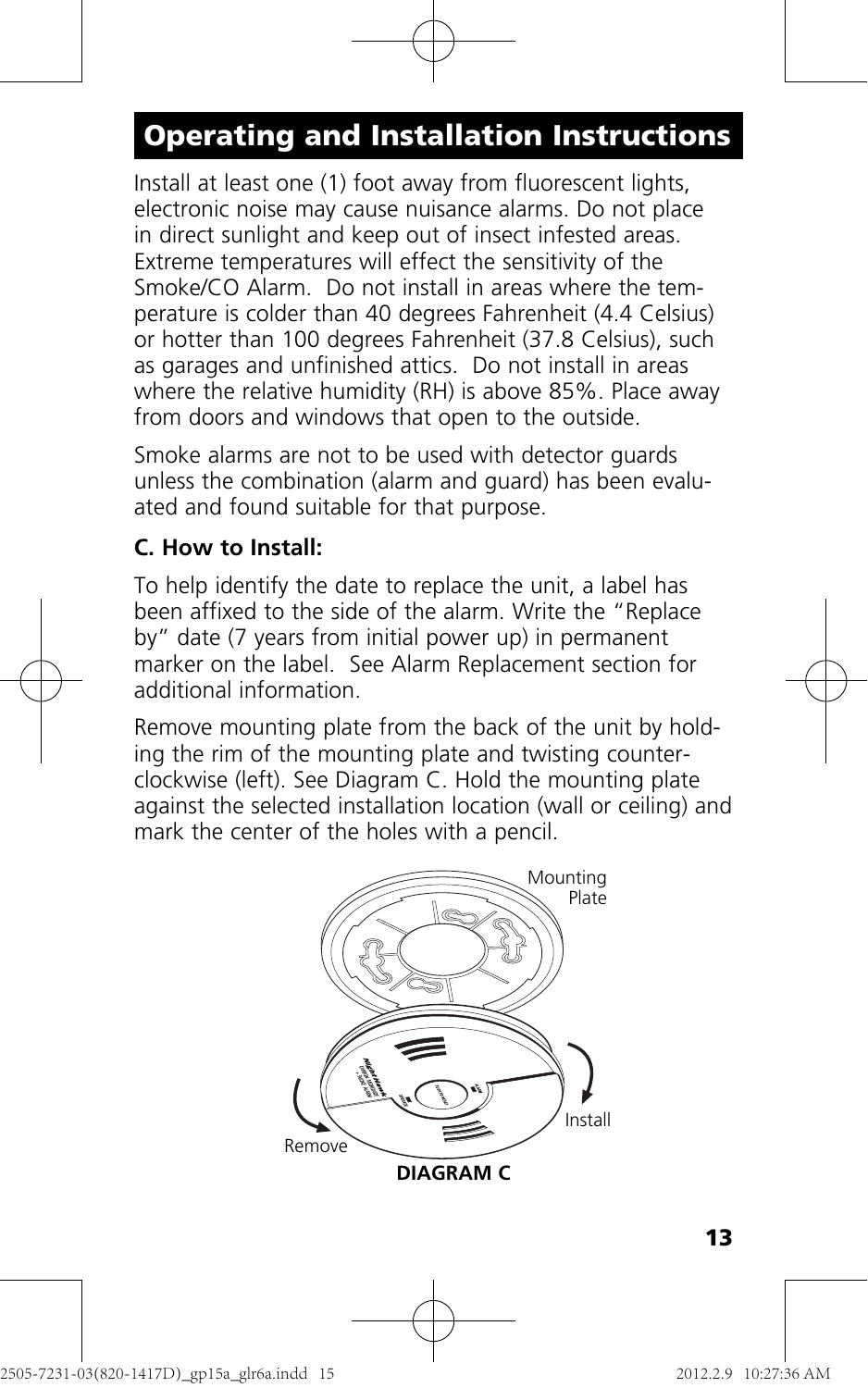## Operating and Installation Instructions

Install at least one (1) foot away from fluorescent lights, electronic noise may cause nuisance alarms. Do not place in direct sunlight and keep out of insect infested areas. Extreme temperatures will effect the sensitivity of the Smoke/CO Alarm. Do not install in areas where the temperature is colder than 40 degrees Fahrenheit (4.4 Celsius) or hotter than 100 degrees Fahrenheit (37.8 Celsius), such as garages and unfinished attics. Do not install in areas where the relative humidity (RH) is above 85%. Place away from doors and windows that open to the outside.

Smoke alarms are not to be used with detector guards unless the combination (alarm and guard) has been evaluated and found suitable for that purpose.

**C. How to Install:**

To help identify the date to replace the unit, a label has been affixed to the side of the alarm. Write the "Replace by" date (7 years from initial power up) in permanent marker on the label. See Alarm Replacement section for additional information.

Remove mounting plate from the back of the unit by holding the rim of the mounting plate and twisting counterclockwise (left). See Diagram C. Hold the mounting plate against the selected installation location (wall or ceiling) and mark the center of the holes with a pencil.

Mounting Plate

Install

Remove

**DIAGRAM C**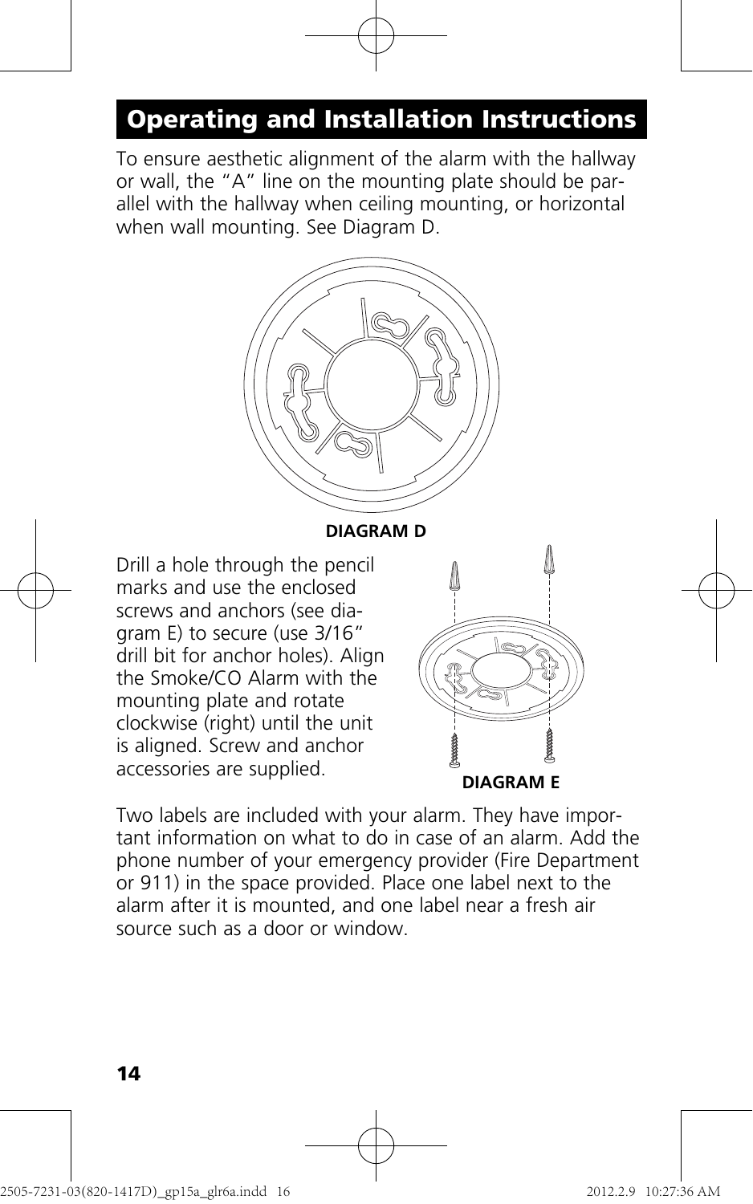## Operating and Installation Instructions

To ensure aesthetic alignment of the alarm with the hallway or wall, the "A" line on the mounting plate should be parallel with the hallway when ceiling mounting, or horizontal when wall mounting. See Diagram D.

**DIAGRAM D**

Drill a hole through the pencil marks and use the enclosed screws and anchors (see diagram E) to secure (use 3/16" drill bit for anchor holes). Align the Smoke/CO Alarm with the mounting plate and rotate clockwise (right) until the unit is aligned. Screw and anchor accessories are supplied.

**DIAGRAM E**

Two labels are included with your alarm. They have important information on what to do in case of an alarm. Add the phone number of your emergency provider (Fire Department or 911) in the space provided. Place one label next to the alarm after it is mounted, and one label near a fresh air source such as a door or window.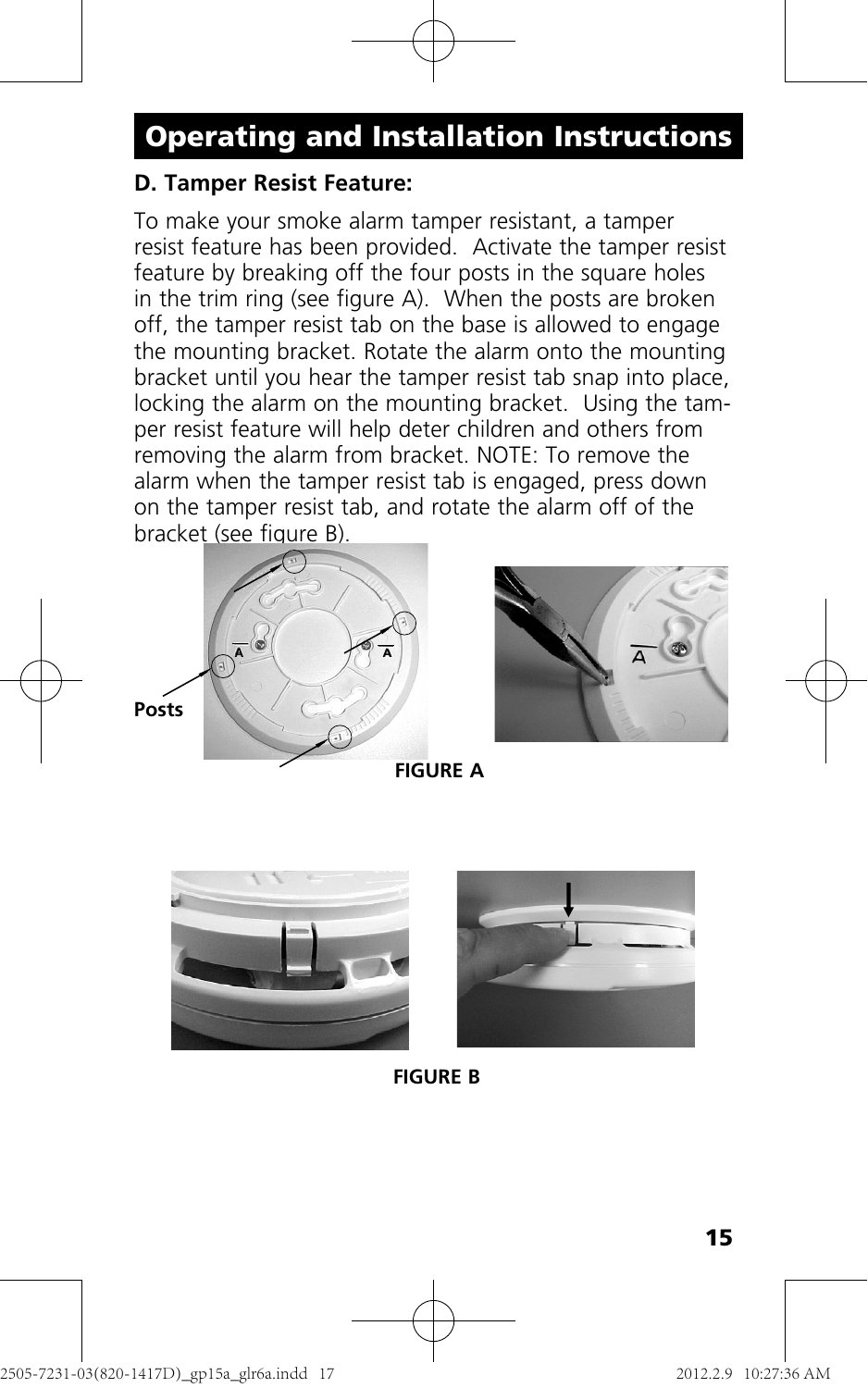## Operating and Installation Instructions

**D. Tamper Resist Feature:**

To make your smoke alarm tamper resistant, a tamper resist feature has been provided. Activate the tamper resist feature by breaking off the four posts in the square holes in the trim ring (see figure A). When the posts are broken off, the tamper resist tab on the base is allowed to engage the mounting bracket. Rotate the alarm onto the mounting bracket until you hear the tamper resist tab snap into place, locking the alarm on the mounting bracket. Using the tamper resist feature will help deter children and others from removing the alarm from bracket. NOTE: To remove the alarm when the tamper resist tab is engaged, press down on the tamper resist tab, and rotate the alarm off of the bracket (see figure B).

Posts

FIGURE A

FIGURE B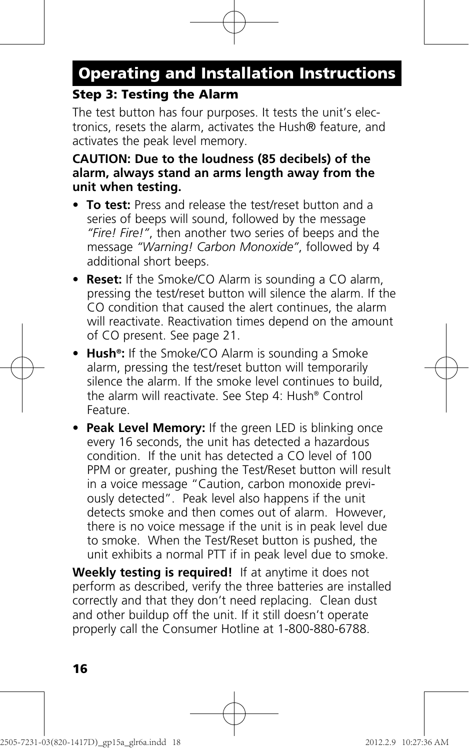# Operating and Installation Instructions

### Step 3: Testing the Alarm

The test button has four purposes. It tests the unit's electronics, resets the alarm, activates the Hush® feature, and activates the peak level memory.

**CAUTION: Due to the loudness (85 decibels) of the alarm, always stand an arms length away from the unit when testing.**

- **To test:** Press and release the test/reset button and a series of beeps will sound, followed by the message *"Fire! Fire!"*, then another two series of beeps and the message *"Warning! Carbon Monoxide"*, followed by 4 additional short beeps.
- **Reset:** If the Smoke/CO Alarm is sounding a CO alarm, pressing the test/reset button will silence the alarm. If the CO condition that caused the alert continues, the alarm will reactivate. Reactivation times depend on the amount of CO present. See page 21.
- **Hush®:** If the Smoke/CO Alarm is sounding a Smoke alarm, pressing the test/reset button will temporarily silence the alarm. If the smoke level continues to build, the alarm will reactivate. See Step 4: Hush® Control Feature.
- **Peak Level Memory:** If the green LED is blinking once every 16 seconds, the unit has detected a hazardous condition. If the unit has detected a CO level of 100 PPM or greater, pushing the Test/Reset button will result in a voice message "Caution, carbon monoxide previously detected". Peak level also happens if the unit detects smoke and then comes out of alarm. However, there is no voice message if the unit is in peak level due to smoke. When the Test/Reset button is pushed, the unit exhibits a normal PTT if in peak level due to smoke.

**Weekly testing is required!** If at anytime it does not perform as described, verify the three batteries are installed correctly and that they don't need replacing. Clean dust and other buildup off the unit. If it still doesn't operate properly call the Consumer Hotline at 1-800-880-6788.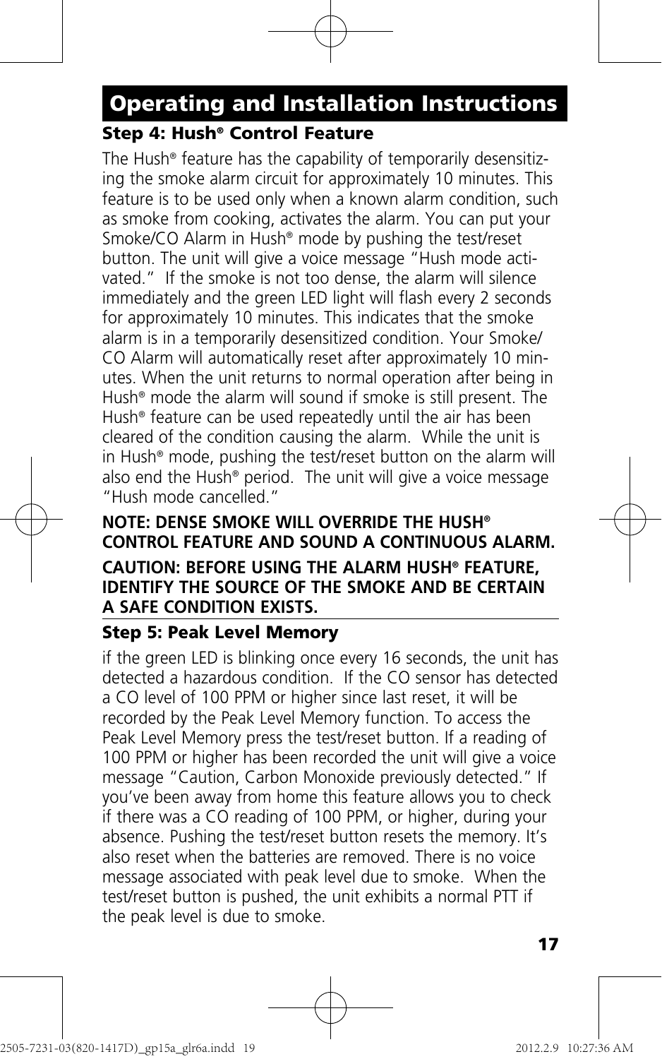# Operating and Installation Instructions

### Step 4: Hush® Control Feature

The Hush® feature has the capability of temporarily desensitizing the smoke alarm circuit for approximately 10 minutes. This feature is to be used only when a known alarm condition, such as smoke from cooking, activates the alarm. You can put your Smoke/CO Alarm in Hush® mode by pushing the test/reset button. The unit will give a voice message "Hush mode activated." If the smoke is not too dense, the alarm will silence immediately and the green LED light will flash every 2 seconds for approximately 10 minutes. This indicates that the smoke alarm is in a temporarily desensitized condition. Your Smoke/CO Alarm will automatically reset after approximately 10 minutes. When the unit returns to normal operation after being in Hush® mode the alarm will sound if smoke is still present. The Hush® feature can be used repeatedly until the air has been cleared of the condition causing the alarm. While the unit is in Hush® mode, pushing the test/reset button on the alarm will also end the Hush® period. The unit will give a voice message "Hush mode cancelled."

**NOTE: DENSE SMOKE WILL OVERRIDE THE HUSH® CONTROL FEATURE AND SOUND A CONTINUOUS ALARM.**

**CAUTION: BEFORE USING THE ALARM HUSH® FEATURE, IDENTIFY THE SOURCE OF THE SMOKE AND BE CERTAIN A SAFE CONDITION EXISTS.**

### Step 5: Peak Level Memory

if the green LED is blinking once every 16 seconds, the unit has detected a hazardous condition. If the CO sensor has detected a CO level of 100 PPM or higher since last reset, it will be recorded by the Peak Level Memory function. To access the Peak Level Memory press the test/reset button. If a reading of 100 PPM or higher has been recorded the unit will give a voice message "Caution, Carbon Monoxide previously detected." If you've been away from home this feature allows you to check if there was a CO reading of 100 PPM, or higher, during your absence. Pushing the test/reset button resets the memory. It's also reset when the batteries are removed. There is no voice message associated with peak level due to smoke. When the test/reset button is pushed, the unit exhibits a normal PTT if the peak level is due to smoke.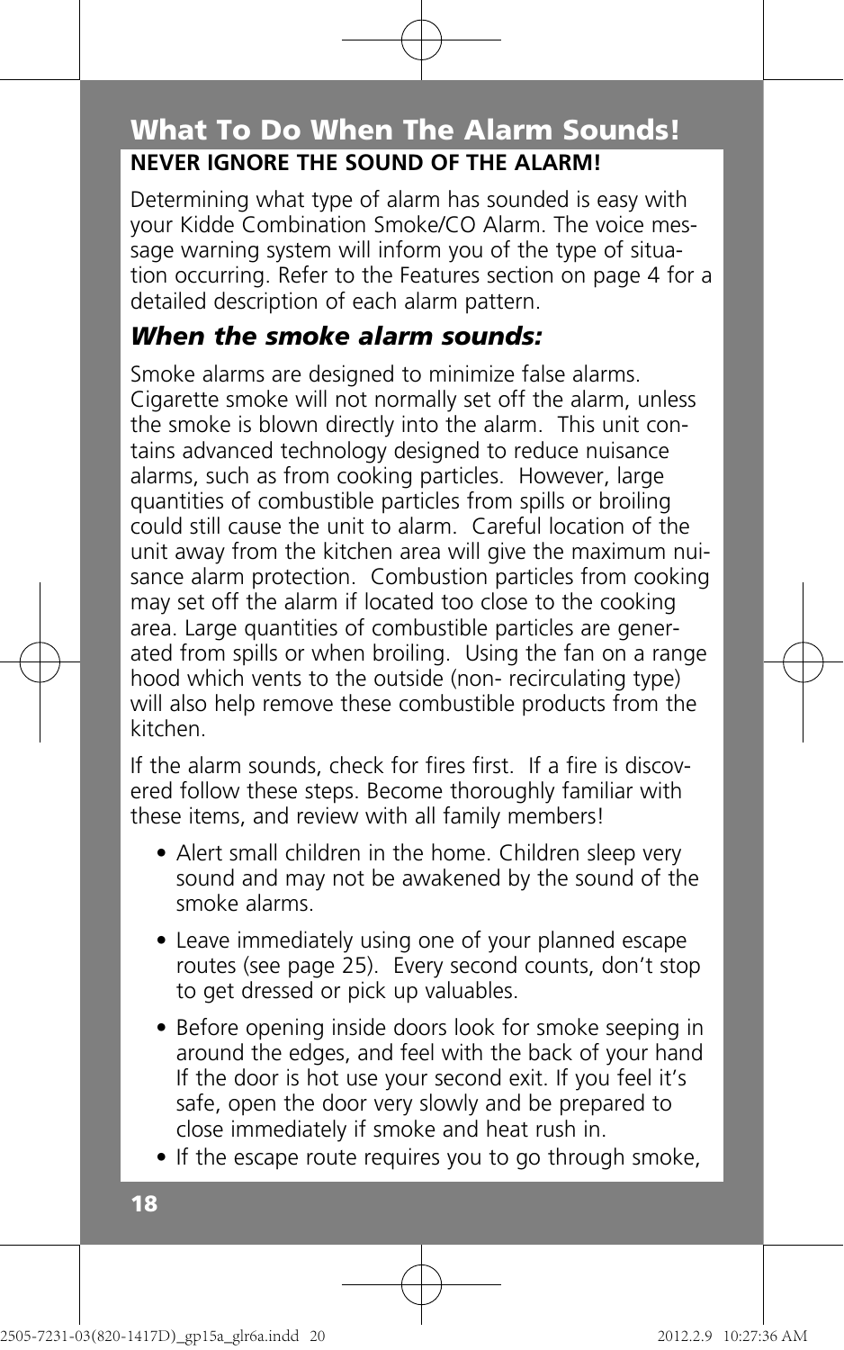## What To Do When The Alarm Sounds!

**NEVER IGNORE THE SOUND OF THE ALARM!**

Determining what type of alarm has sounded is easy with your Kidde Combination Smoke/CO Alarm. The voice message warning system will inform you of the type of situation occurring. Refer to the Features section on page 4 for a detailed description of each alarm pattern.

### *When the smoke alarm sounds:*

Smoke alarms are designed to minimize false alarms. Cigarette smoke will not normally set off the alarm, unless the smoke is blown directly into the alarm. This unit contains advanced technology designed to reduce nuisance alarms, such as from cooking particles. However, large quantities of combustible particles from spills or broiling could still cause the unit to alarm. Careful location of the unit away from the kitchen area will give the maximum nuisance alarm protection. Combustion particles from cooking may set off the alarm if located too close to the cooking area. Large quantities of combustible particles are generated from spills or when broiling. Using the fan on a range hood which vents to the outside (non- recirculating type) will also help remove these combustible products from the kitchen.

If the alarm sounds, check for fires first. If a fire is discovered follow these steps. Become thoroughly familiar with these items, and review with all family members!

- Alert small children in the home. Children sleep very sound and may not be awakened by the sound of the smoke alarms.
- Leave immediately using one of your planned escape routes (see page 25). Every second counts, don't stop to get dressed or pick up valuables.
- Before opening inside doors look for smoke seeping in around the edges, and feel with the back of your hand If the door is hot use your second exit. If you feel it's safe, open the door very slowly and be prepared to close immediately if smoke and heat rush in.
- If the escape route requires you to go through smoke,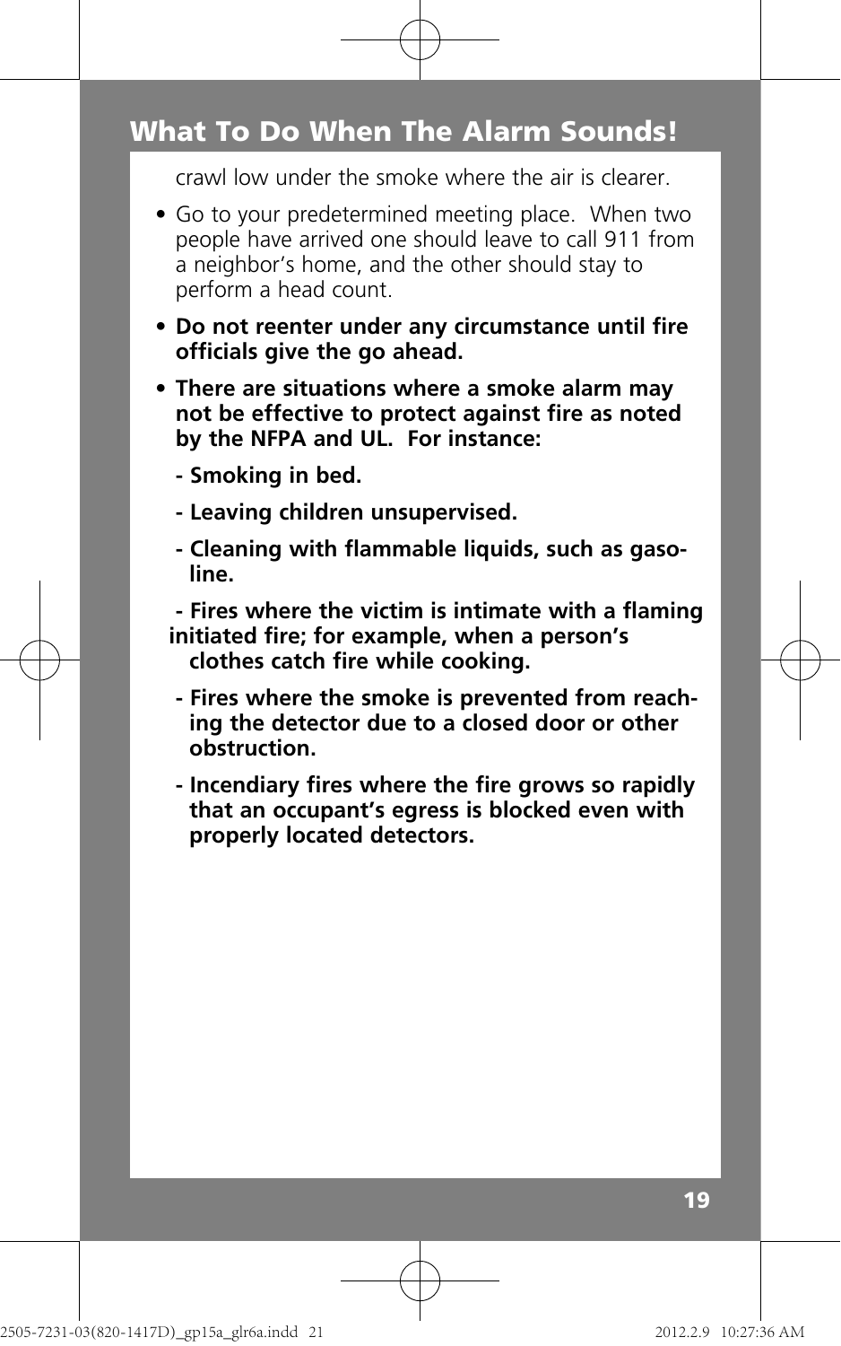## What To Do When The Alarm Sounds!

crawl low under the smoke where the air is clearer.

- Go to your predetermined meeting place. When two people have arrived one should leave to call 911 from a neighbor's home, and the other should stay to perform a head count.
- **Do not reenter under any circumstance until fire officials give the go ahead.**
- **There are situations where a smoke alarm may not be effective to protect against fire as noted by the NFPA and UL. For instance:**
  - **Smoking in bed.**
  - **Leaving children unsupervised.**
  - **Cleaning with flammable liquids, such as gasoline.**
  - **Fires where the victim is intimate with a flaming initiated fire; for example, when a person's clothes catch fire while cooking.**
  - **Fires where the smoke is prevented from reaching the detector due to a closed door or other obstruction.**
  - **Incendiary fires where the fire grows so rapidly that an occupant's egress is blocked even with properly located detectors.**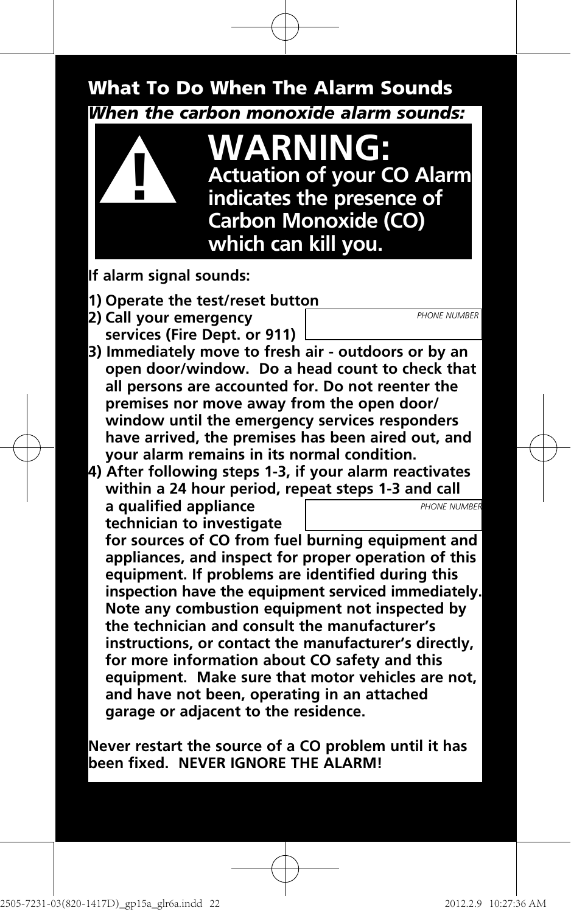## What To Do When The Alarm Sounds

***When the carbon monoxide alarm sounds:***

# WARNING:

**Actuation of your CO Alarm indicates the presence of Carbon Monoxide (CO) which can kill you.**

**If alarm signal sounds:**

1. **Operate the test/reset button**
2. **Call your emergency services (Fire Dept. or 911)** ______ *PHONE NUMBER*
3. **Immediately move to fresh air - outdoors or by an open door/window. Do a head count to check that all persons are accounted for. Do not reenter the premises nor move away from the open door/window until the emergency services responders have arrived, the premises has been aired out, and your alarm remains in its normal condition.**
4. **After following steps 1-3, if your alarm reactivates within a 24 hour period, repeat steps 1-3 and call a qualified appliance technician to investigate** ______ *PHONE NUMBER* **for sources of CO from fuel burning equipment and appliances, and inspect for proper operation of this equipment. If problems are identified during this inspection have the equipment serviced immediately. Note any combustion equipment not inspected by the technician and consult the manufacturer's instructions, or contact the manufacturer's directly, for more information about CO safety and this equipment. Make sure that motor vehicles are not, and have not been, operating in an attached garage or adjacent to the residence.**

**Never restart the source of a CO problem until it has been fixed. NEVER IGNORE THE ALARM!**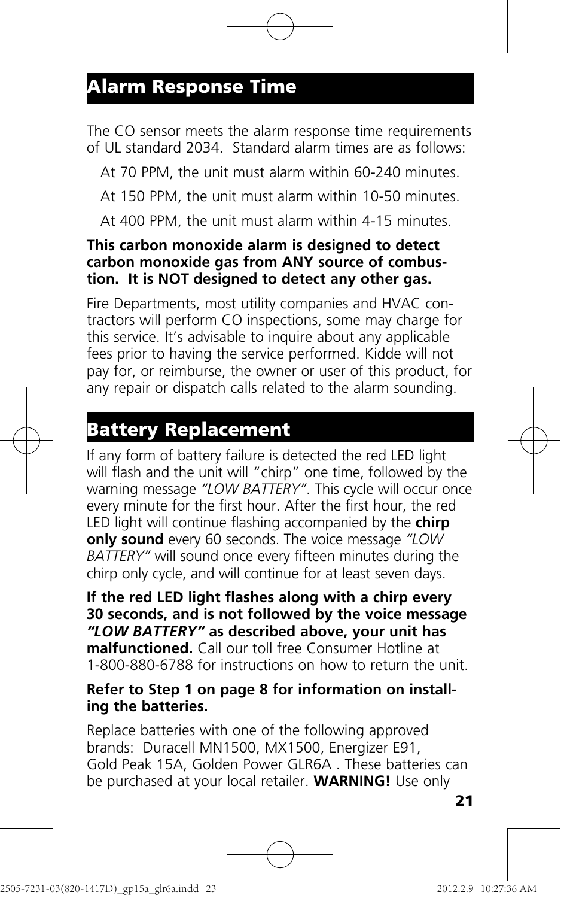## Alarm Response Time

The CO sensor meets the alarm response time requirements of UL standard 2034. Standard alarm times are as follows:

At 70 PPM, the unit must alarm within 60-240 minutes.

At 150 PPM, the unit must alarm within 10-50 minutes.

At 400 PPM, the unit must alarm within 4-15 minutes.

**This carbon monoxide alarm is designed to detect carbon monoxide gas from ANY source of combustion. It is NOT designed to detect any other gas.**

Fire Departments, most utility companies and HVAC contractors will perform CO inspections, some may charge for this service. It's advisable to inquire about any applicable fees prior to having the service performed. Kidde will not pay for, or reimburse, the owner or user of this product, for any repair or dispatch calls related to the alarm sounding.

## Battery Replacement

If any form of battery failure is detected the red LED light will flash and the unit will "chirp" one time, followed by the warning message *"LOW BATTERY"*. This cycle will occur once every minute for the first hour. After the first hour, the red LED light will continue flashing accompanied by the **chirp only sound** every 60 seconds. The voice message *"LOW BATTERY"* will sound once every fifteen minutes during the chirp only cycle, and will continue for at least seven days.

**If the red LED light flashes along with a chirp every 30 seconds, and is not followed by the voice message *"LOW BATTERY"* as described above, your unit has malfunctioned.** Call our toll free Consumer Hotline at 1-800-880-6788 for instructions on how to return the unit.

**Refer to Step 1 on page 8 for information on installing the batteries.**

Replace batteries with one of the following approved brands: Duracell MN1500, MX1500, Energizer E91, Gold Peak 15A, Golden Power GLR6A . These batteries can be purchased at your local retailer. **WARNING!** Use only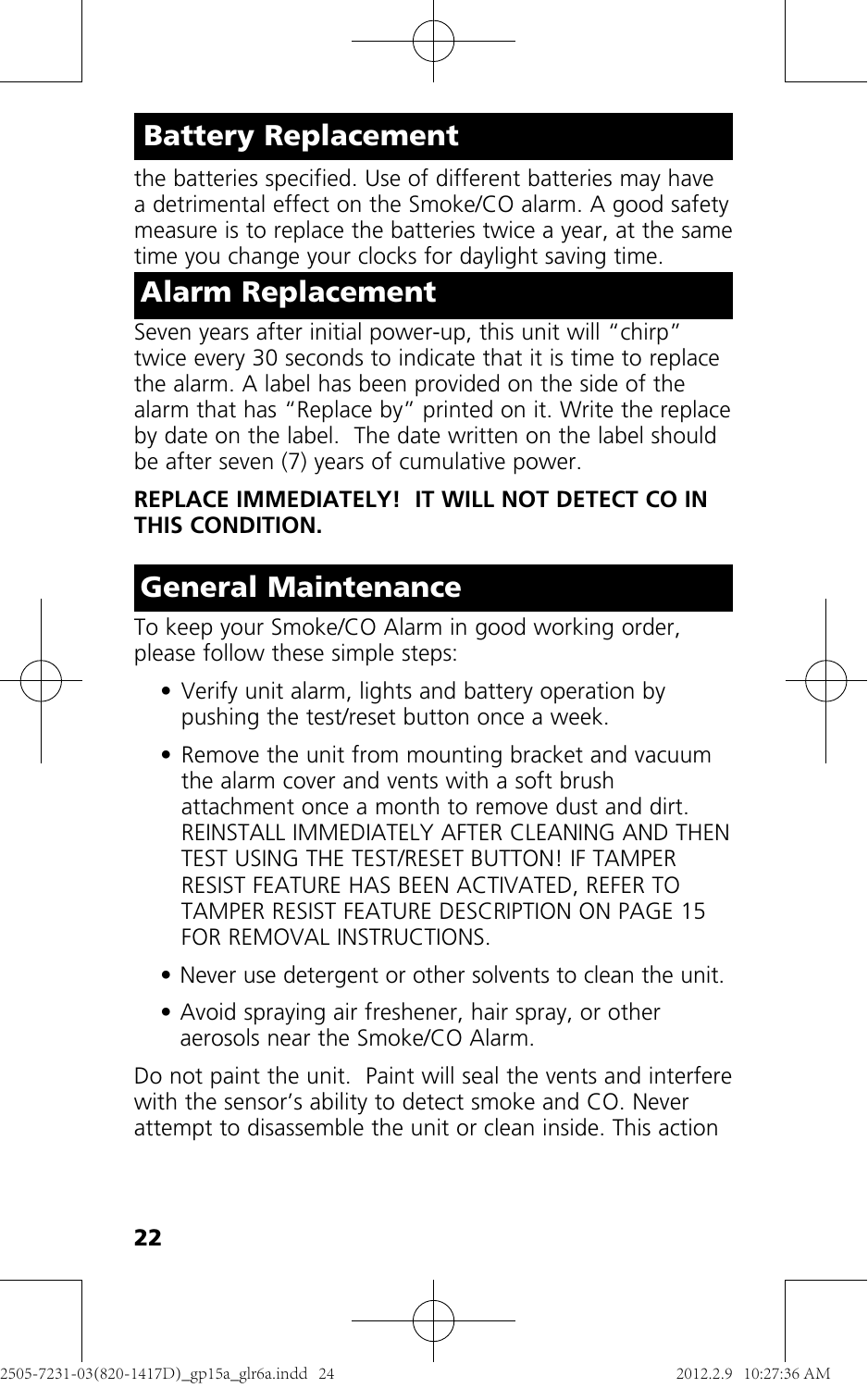## Battery Replacement

the batteries specified. Use of different batteries may have a detrimental effect on the Smoke/CO alarm. A good safety measure is to replace the batteries twice a year, at the same time you change your clocks for daylight saving time.

## Alarm Replacement

Seven years after initial power-up, this unit will "chirp" twice every 30 seconds to indicate that it is time to replace the alarm. A label has been provided on the side of the alarm that has "Replace by" printed on it. Write the replace by date on the label. The date written on the label should be after seven (7) years of cumulative power.

**REPLACE IMMEDIATELY! IT WILL NOT DETECT CO IN THIS CONDITION.**

## General Maintenance

To keep your Smoke/CO Alarm in good working order, please follow these simple steps:

- Verify unit alarm, lights and battery operation by pushing the test/reset button once a week.
- Remove the unit from mounting bracket and vacuum the alarm cover and vents with a soft brush attachment once a month to remove dust and dirt. REINSTALL IMMEDIATELY AFTER CLEANING AND THEN TEST USING THE TEST/RESET BUTTON! IF TAMPER RESIST FEATURE HAS BEEN ACTIVATED, REFER TO TAMPER RESIST FEATURE DESCRIPTION ON PAGE 15 FOR REMOVAL INSTRUCTIONS.
- Never use detergent or other solvents to clean the unit.
- Avoid spraying air freshener, hair spray, or other aerosols near the Smoke/CO Alarm.

Do not paint the unit. Paint will seal the vents and interfere with the sensor's ability to detect smoke and CO. Never attempt to disassemble the unit or clean inside. This action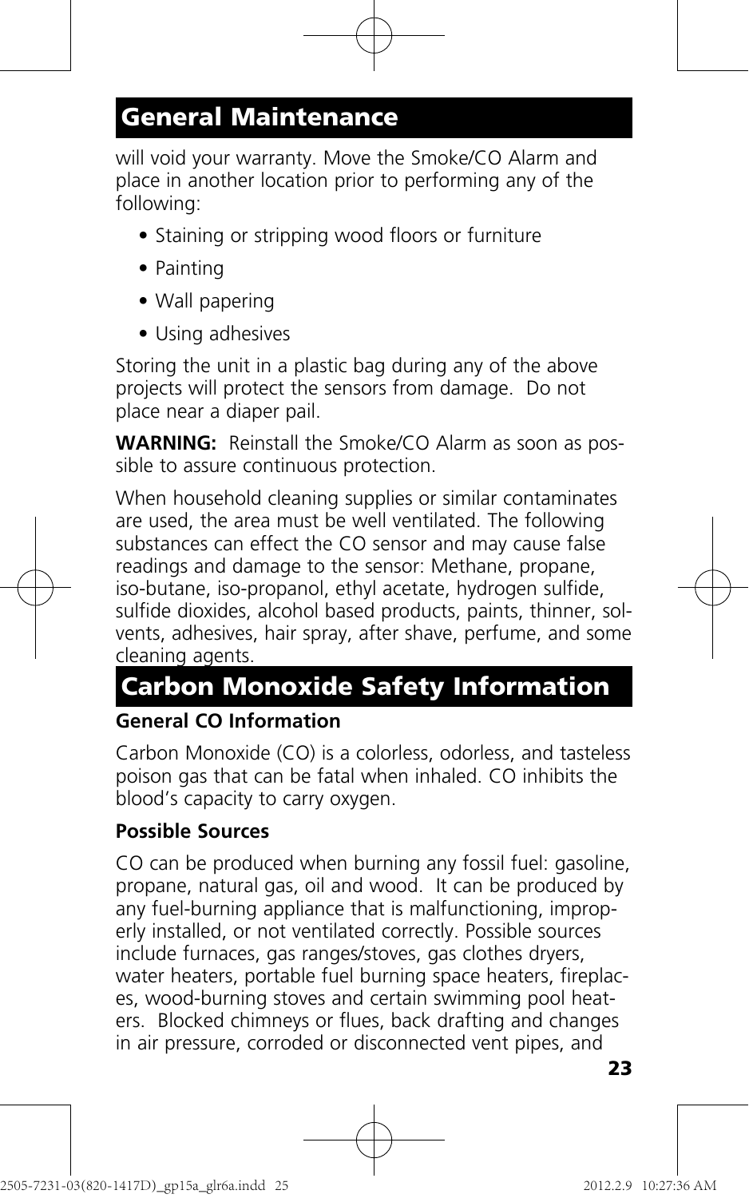## General Maintenance

will void your warranty. Move the Smoke/CO Alarm and place in another location prior to performing any of the following:

- Staining or stripping wood floors or furniture
- Painting
- Wall papering
- Using adhesives

Storing the unit in a plastic bag during any of the above projects will protect the sensors from damage. Do not place near a diaper pail.

**WARNING:** Reinstall the Smoke/CO Alarm as soon as possible to assure continuous protection.

When household cleaning supplies or similar contaminates are used, the area must be well ventilated. The following substances can effect the CO sensor and may cause false readings and damage to the sensor: Methane, propane, iso-butane, iso-propanol, ethyl acetate, hydrogen sulfide, sulfide dioxides, alcohol based products, paints, thinner, solvents, adhesives, hair spray, after shave, perfume, and some cleaning agents.

## Carbon Monoxide Safety Information

**General CO Information**

Carbon Monoxide (CO) is a colorless, odorless, and tasteless poison gas that can be fatal when inhaled. CO inhibits the blood's capacity to carry oxygen.

**Possible Sources**

CO can be produced when burning any fossil fuel: gasoline, propane, natural gas, oil and wood. It can be produced by any fuel-burning appliance that is malfunctioning, improperly installed, or not ventilated correctly. Possible sources include furnaces, gas ranges/stoves, gas clothes dryers, water heaters, portable fuel burning space heaters, fireplaces, wood-burning stoves and certain swimming pool heaters. Blocked chimneys or flues, back drafting and changes in air pressure, corroded or disconnected vent pipes, and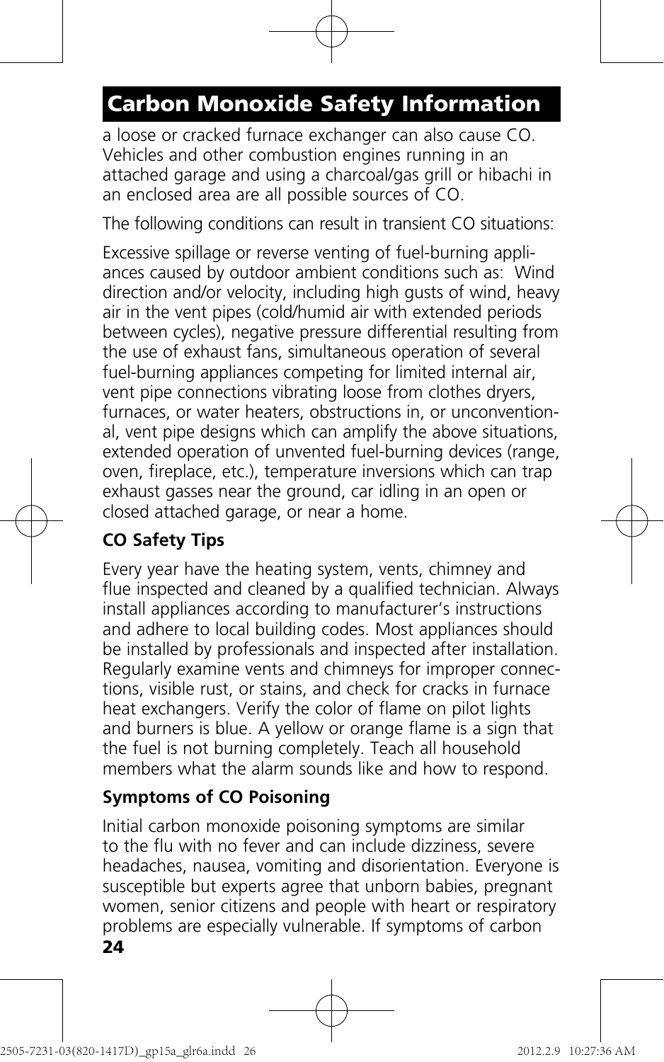## Carbon Monoxide Safety Information

a loose or cracked furnace exchanger can also cause CO. Vehicles and other combustion engines running in an attached garage and using a charcoal/gas grill or hibachi in an enclosed area are all possible sources of CO.

The following conditions can result in transient CO situations:

Excessive spillage or reverse venting of fuel-burning appliances caused by outdoor ambient conditions such as: Wind direction and/or velocity, including high gusts of wind, heavy air in the vent pipes (cold/humid air with extended periods between cycles), negative pressure differential resulting from the use of exhaust fans, simultaneous operation of several fuel-burning appliances competing for limited internal air, vent pipe connections vibrating loose from clothes dryers, furnaces, or water heaters, obstructions in, or unconventional, vent pipe designs which can amplify the above situations, extended operation of unvented fuel-burning devices (range, oven, fireplace, etc.), temperature inversions which can trap exhaust gasses near the ground, car idling in an open or closed attached garage, or near a home.

**CO Safety Tips**

Every year have the heating system, vents, chimney and flue inspected and cleaned by a qualified technician. Always install appliances according to manufacturer's instructions and adhere to local building codes. Most appliances should be installed by professionals and inspected after installation. Regularly examine vents and chimneys for improper connections, visible rust, or stains, and check for cracks in furnace heat exchangers. Verify the color of flame on pilot lights and burners is blue. A yellow or orange flame is a sign that the fuel is not burning completely. Teach all household members what the alarm sounds like and how to respond.

**Symptoms of CO Poisoning**

Initial carbon monoxide poisoning symptoms are similar to the flu with no fever and can include dizziness, severe headaches, nausea, vomiting and disorientation. Everyone is susceptible but experts agree that unborn babies, pregnant women, senior citizens and people with heart or respiratory problems are especially vulnerable. If symptoms of carbon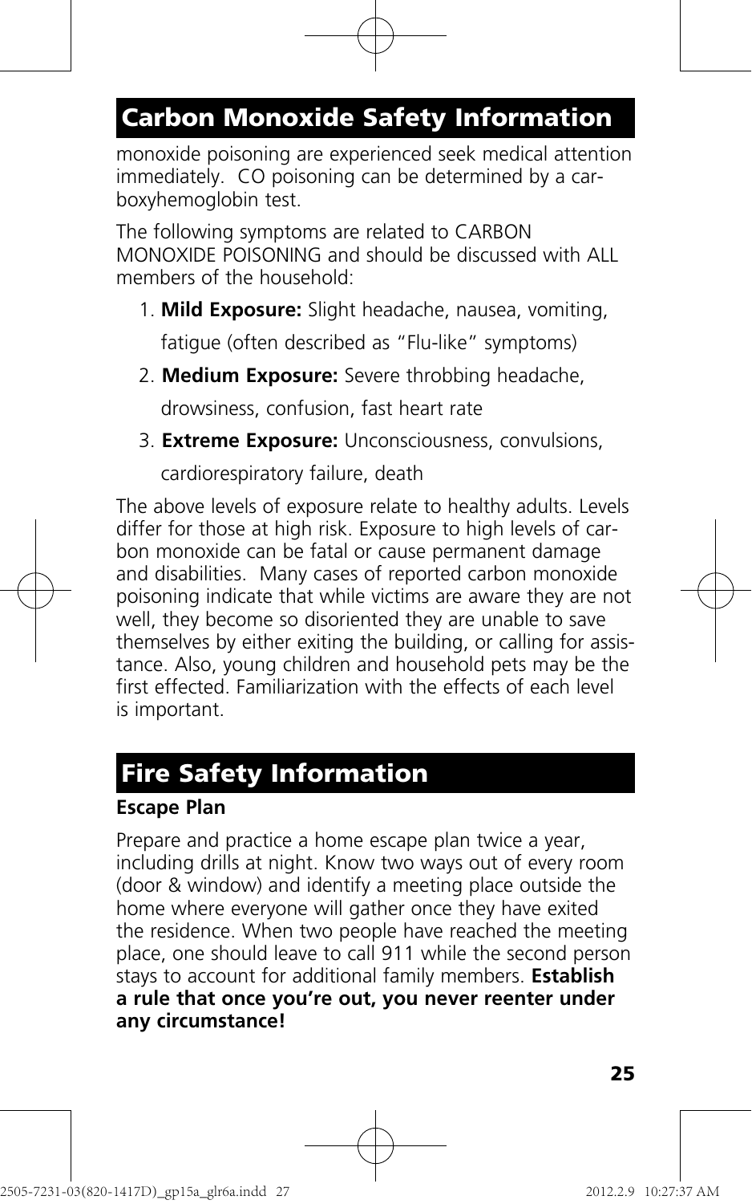## Carbon Monoxide Safety Information

monoxide poisoning are experienced seek medical attention immediately. CO poisoning can be determined by a carboxyhemoglobin test.

The following symptoms are related to CARBON MONOXIDE POISONING and should be discussed with ALL members of the household:

1. **Mild Exposure:** Slight headache, nausea, vomiting, fatigue (often described as "Flu-like" symptoms)
2. **Medium Exposure:** Severe throbbing headache, drowsiness, confusion, fast heart rate
3. **Extreme Exposure:** Unconsciousness, convulsions, cardiorespiratory failure, death

The above levels of exposure relate to healthy adults. Levels differ for those at high risk. Exposure to high levels of carbon monoxide can be fatal or cause permanent damage and disabilities. Many cases of reported carbon monoxide poisoning indicate that while victims are aware they are not well, they become so disoriented they are unable to save themselves by either exiting the building, or calling for assistance. Also, young children and household pets may be the first effected. Familiarization with the effects of each level is important.

## Fire Safety Information

**Escape Plan**

Prepare and practice a home escape plan twice a year, including drills at night. Know two ways out of every room (door & window) and identify a meeting place outside the home where everyone will gather once they have exited the residence. When two people have reached the meeting place, one should leave to call 911 while the second person stays to account for additional family members. **Establish a rule that once you're out, you never reenter under any circumstance!**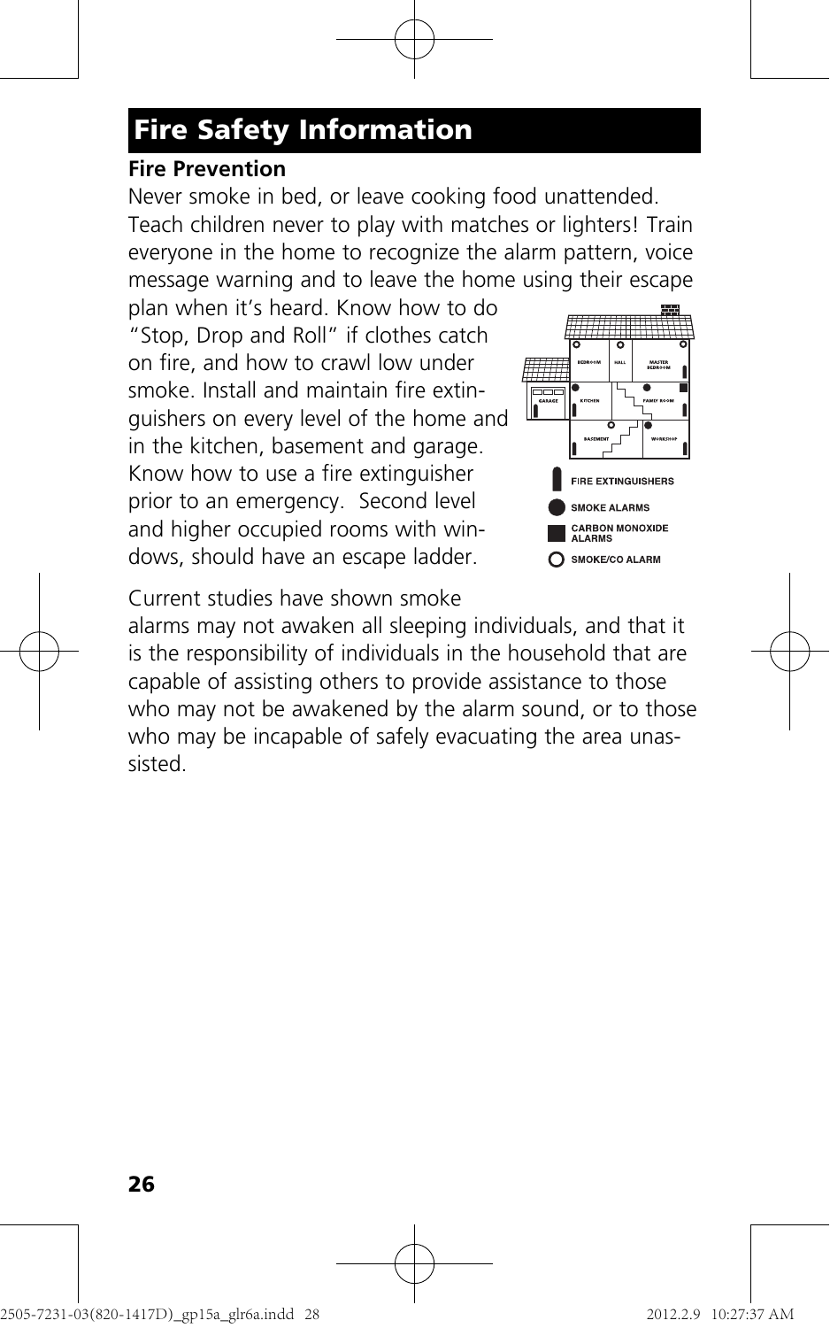## Fire Safety Information

**Fire Prevention**

Never smoke in bed, or leave cooking food unattended. Teach children never to play with matches or lighters! Train everyone in the home to recognize the alarm pattern, voice message warning and to leave the home using their escape plan when it's heard. Know how to do "Stop, Drop and Roll" if clothes catch on fire, and how to crawl low under smoke. Install and maintain fire extinguishers on every level of the home and in the kitchen, basement and garage. Know how to use a fire extinguisher prior to an emergency. Second level and higher occupied rooms with windows, should have an escape ladder.

Current studies have shown smoke alarms may not awaken all sleeping individuals, and that it is the responsibility of individuals in the household that are capable of assisting others to provide assistance to those who may not be awakened by the alarm sound, or to those who may be incapable of safely evacuating the area unassisted.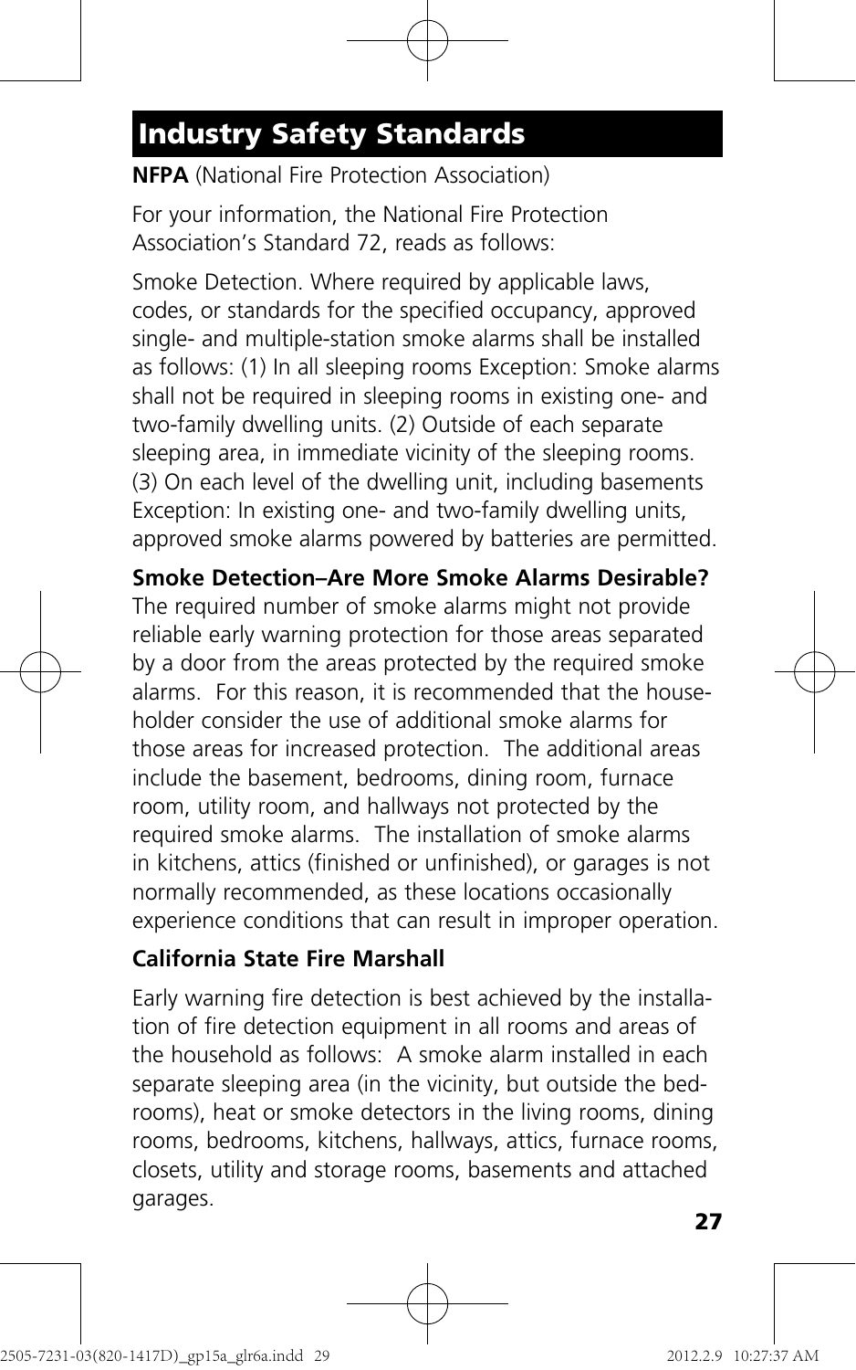## Industry Safety Standards

**NFPA** (National Fire Protection Association)

For your information, the National Fire Protection Association's Standard 72, reads as follows:

Smoke Detection. Where required by applicable laws, codes, or standards for the specified occupancy, approved single- and multiple-station smoke alarms shall be installed as follows: (1) In all sleeping rooms Exception: Smoke alarms shall not be required in sleeping rooms in existing one- and two-family dwelling units. (2) Outside of each separate sleeping area, in immediate vicinity of the sleeping rooms. (3) On each level of the dwelling unit, including basements Exception: In existing one- and two-family dwelling units, approved smoke alarms powered by batteries are permitted.

**Smoke Detection–Are More Smoke Alarms Desirable?** The required number of smoke alarms might not provide reliable early warning protection for those areas separated by a door from the areas protected by the required smoke alarms. For this reason, it is recommended that the householder consider the use of additional smoke alarms for those areas for increased protection. The additional areas include the basement, bedrooms, dining room, furnace room, utility room, and hallways not protected by the required smoke alarms. The installation of smoke alarms in kitchens, attics (finished or unfinished), or garages is not normally recommended, as these locations occasionally experience conditions that can result in improper operation.

**California State Fire Marshall**

Early warning fire detection is best achieved by the installation of fire detection equipment in all rooms and areas of the household as follows: A smoke alarm installed in each separate sleeping area (in the vicinity, but outside the bedrooms), heat or smoke detectors in the living rooms, dining rooms, bedrooms, kitchens, hallways, attics, furnace rooms, closets, utility and storage rooms, basements and attached garages.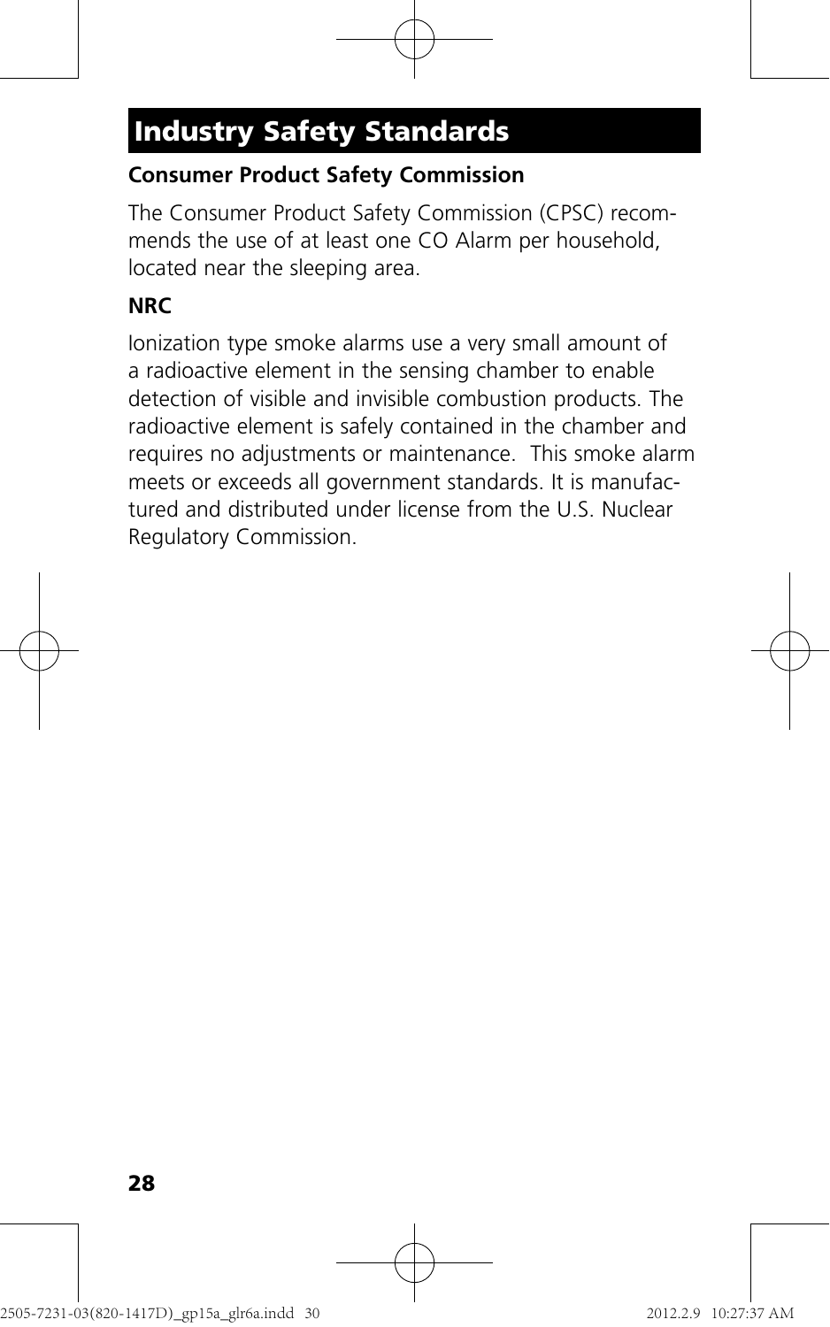## Industry Safety Standards

**Consumer Product Safety Commission**

The Consumer Product Safety Commission (CPSC) recommends the use of at least one CO Alarm per household, located near the sleeping area.

**NRC**

Ionization type smoke alarms use a very small amount of a radioactive element in the sensing chamber to enable detection of visible and invisible combustion products. The radioactive element is safely contained in the chamber and requires no adjustments or maintenance. This smoke alarm meets or exceeds all government standards. It is manufactured and distributed under license from the U.S. Nuclear Regulatory Commission.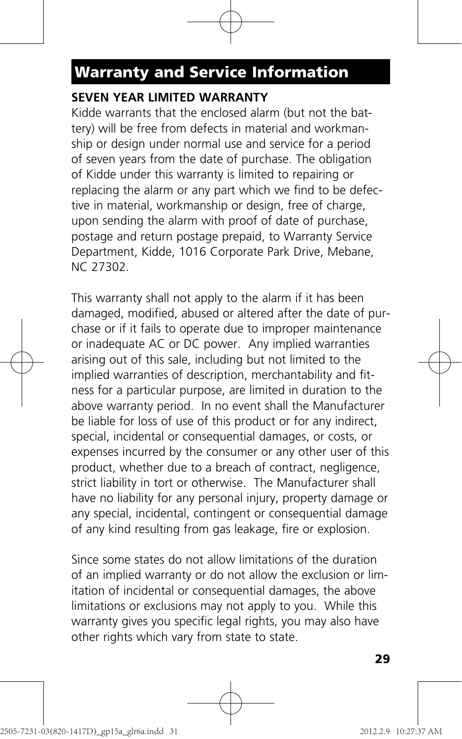# Warranty and Service Information

**SEVEN YEAR LIMITED WARRANTY**

Kidde warrants that the enclosed alarm (but not the battery) will be free from defects in material and workmanship or design under normal use and service for a period of seven years from the date of purchase. The obligation of Kidde under this warranty is limited to repairing or replacing the alarm or any part which we find to be defective in material, workmanship or design, free of charge, upon sending the alarm with proof of date of purchase, postage and return postage prepaid, to Warranty Service Department, Kidde, 1016 Corporate Park Drive, Mebane, NC 27302.

This warranty shall not apply to the alarm if it has been damaged, modified, abused or altered after the date of purchase or if it fails to operate due to improper maintenance or inadequate AC or DC power. Any implied warranties arising out of this sale, including but not limited to the implied warranties of description, merchantability and fitness for a particular purpose, are limited in duration to the above warranty period. In no event shall the Manufacturer be liable for loss of use of this product or for any indirect, special, incidental or consequential damages, or costs, or expenses incurred by the consumer or any other user of this product, whether due to a breach of contract, negligence, strict liability in tort or otherwise. The Manufacturer shall have no liability for any personal injury, property damage or any special, incidental, contingent or consequential damage of any kind resulting from gas leakage, fire or explosion.

Since some states do not allow limitations of the duration of an implied warranty or do not allow the exclusion or limitation of incidental or consequential damages, the above limitations or exclusions may not apply to you. While this warranty gives you specific legal rights, you may also have other rights which vary from state to state.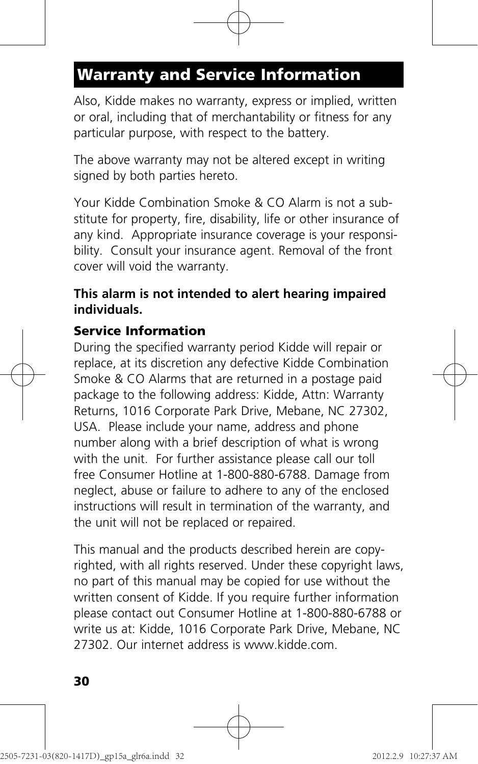## Warranty and Service Information

Also, Kidde makes no warranty, express or implied, written or oral, including that of merchantability or fitness for any particular purpose, with respect to the battery.

The above warranty may not be altered except in writing signed by both parties hereto.

Your Kidde Combination Smoke & CO Alarm is not a substitute for property, fire, disability, life or other insurance of any kind. Appropriate insurance coverage is your responsibility. Consult your insurance agent. Removal of the front cover will void the warranty.

**This alarm is not intended to alert hearing impaired individuals.**

### Service Information

During the specified warranty period Kidde will repair or replace, at its discretion any defective Kidde Combination Smoke & CO Alarms that are returned in a postage paid package to the following address: Kidde, Attn: Warranty Returns, 1016 Corporate Park Drive, Mebane, NC 27302, USA. Please include your name, address and phone number along with a brief description of what is wrong with the unit. For further assistance please call our toll free Consumer Hotline at 1-800-880-6788. Damage from neglect, abuse or failure to adhere to any of the enclosed instructions will result in termination of the warranty, and the unit will not be replaced or repaired.

This manual and the products described herein are copyrighted, with all rights reserved. Under these copyright laws, no part of this manual may be copied for use without the written consent of Kidde. If you require further information please contact out Consumer Hotline at 1-800-880-6788 or write us at: Kidde, 1016 Corporate Park Drive, Mebane, NC 27302. Our internet address is www.kidde.com.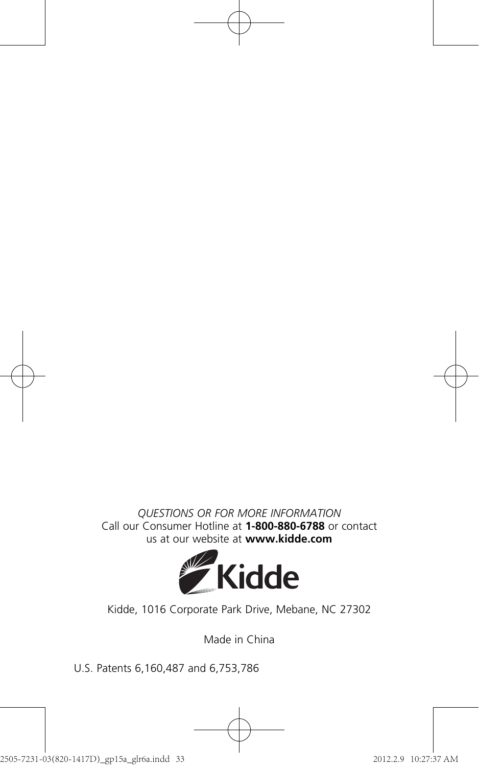*QUESTIONS OR FOR MORE INFORMATION*
Call our Consumer Hotline at **1-800-880-6788** or contact us at our website at **www.kidde.com**

Kidde

Kidde, 1016 Corporate Park Drive, Mebane, NC 27302

Made in China

U.S. Patents 6,160,487 and 6,753,786